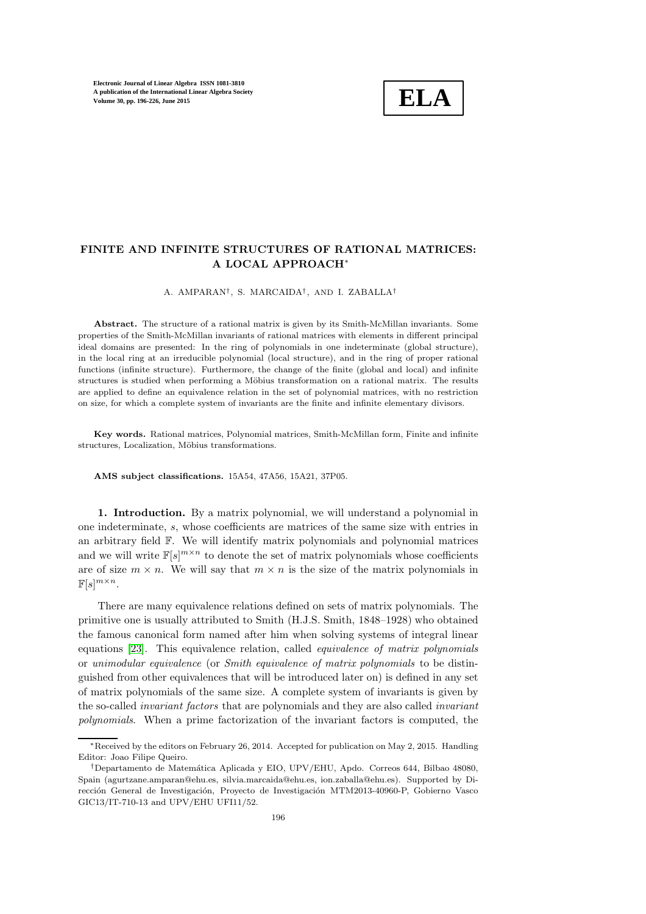# FINITE AND INFINITE STRUCTURES OF RATIONAL MATRICES: A LOCAL APPROACH*

A. AMPARAN†, S. MARCAIDA†, AND I. ZABALLA†

**Abstract.** The structure of a rational matrix is given by its Smith-McMillan invariants. Some properties of the Smith-McMillan invariants of rational matrices with elements in different principal ideal domains are presented: In the ring of polynomials in one indeterminate (global structure), in the local ring at an irreducible polynomial (local structure), and in the ring of proper rational functions (infinite structure). Furthermore, the change of the finite (global and local) and infinite structures is studied when performing a Möbius transformation on a rational matrix. The results are applied to define an equivalence relation in the set of polynomial matrices, with no restriction on size, for which a complete system of invariants are the finite and infinite elementary divisors.

**Key words.** Rational matrices, Polynomial matrices, Smith-McMillan form, Finite and infinite structures, Localization, Möbius transformations.

**AMS subject classifications.** 15A54, 47A56, 15A21, 37P05.

## 1. Introduction.

By a matrix polynomial, we will understand a polynomial in one indeterminate, $s$, whose coefficients are matrices of the same size with entries in an arbitrary field $\mathbb{F}$. We will identify matrix polynomials and polynomial matrices and we will write $\mathbb{F}[s]^{m\times n}$ to denote the set of matrix polynomials whose coefficients are of size $m \times n$. We will say that $m \times n$ is the size of the matrix polynomials in $\mathbb{F}[s]^{m\times n}$.

There are many equivalence relations defined on sets of matrix polynomials. The primitive one is usually attributed to Smith (H.J.S. Smith, 1848–1928) who obtained the famous canonical form named after him when solving systems of integral linear equations [23]. This equivalence relation, called *equivalence of matrix polynomials* or *unimodular equivalence* (or *Smith equivalence of matrix polynomials* to be distinguished from other equivalences that will be introduced later on) is defined in any set of matrix polynomials of the same size. A complete system of invariants is given by the so-called *invariant factors* that are polynomials and they are also called *invariant polynomials*. When a prime factorization of the invariant factors is computed, the

---

*Received by the editors on February 26, 2014. Accepted for publication on May 2, 2015. Handling Editor: Joao Filipe Queiro.

†Departamento de Matemática Aplicada y EIO, UPV/EHU, Apdo. Correos 644, Bilbao 48080, Spain (agurtzane.amparan@ehu.es, silvia.marcaida@ehu.es, ion.zaballa@ehu.es). Supported by Dirección General de Investigación, Proyecto de Investigación MTM2013-40960-P, Gobierno Vasco GIC13/IT-710-13 and UPV/EHU UFI11/52.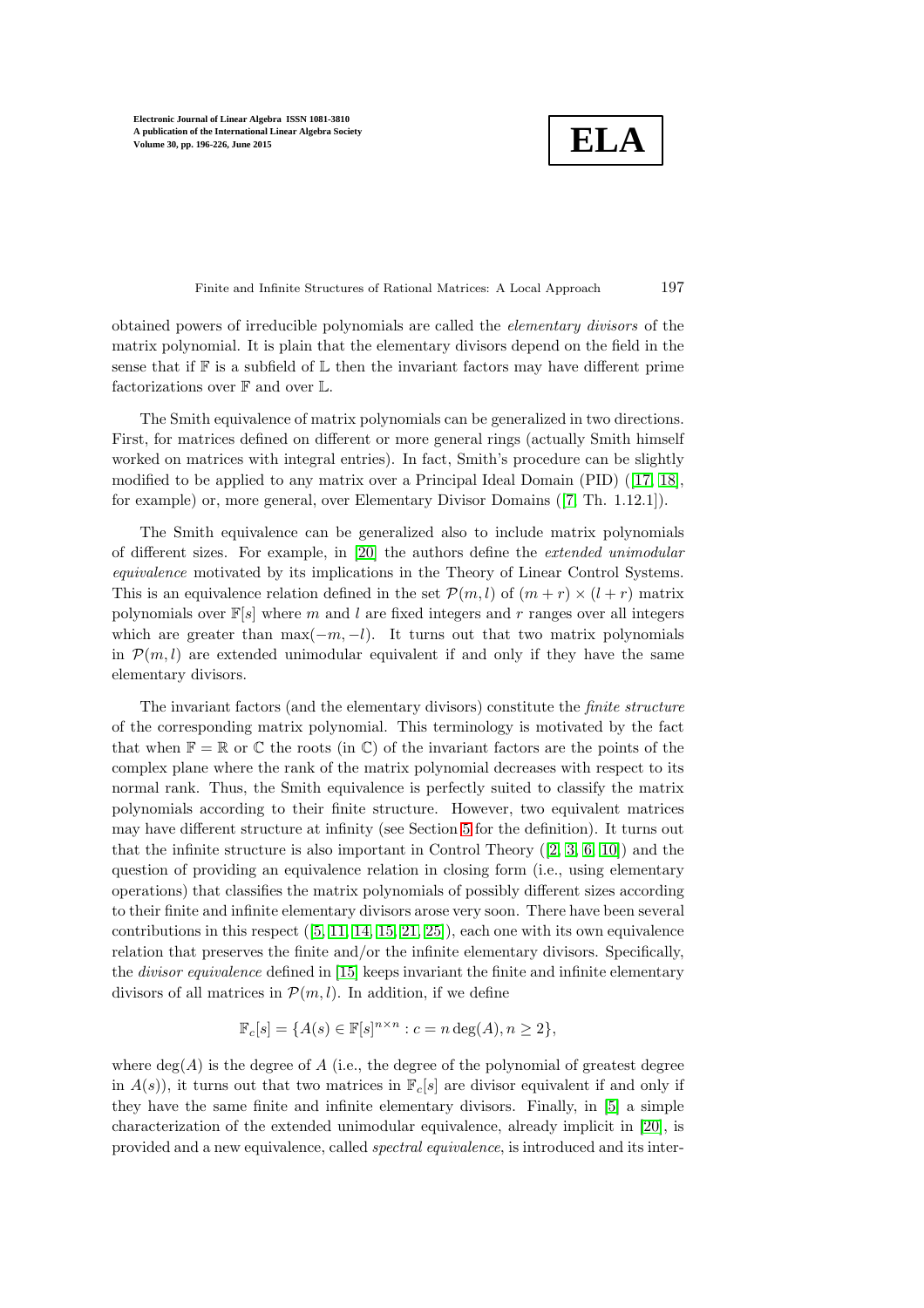obtained powers of irreducible polynomials are called the *elementary divisors* of the matrix polynomial. It is plain that the elementary divisors depend on the field in the sense that if $\mathbb{F}$ is a subfield of $\mathbb{L}$ then the invariant factors may have different prime factorizations over $\mathbb{F}$ and over $\mathbb{L}$.

The Smith equivalence of matrix polynomials can be generalized in two directions. First, for matrices defined on different or more general rings (actually Smith himself worked on matrices with integral entries). In fact, Smith's procedure can be slightly modified to be applied to any matrix over a Principal Ideal Domain (PID) ([17, 18], for example) or, more general, over Elementary Divisor Domains ([7, Th. 1.12.1]).

The Smith equivalence can be generalized also to include matrix polynomials of different sizes. For example, in [20] the authors define the *extended unimodular equivalence* motivated by its implications in the Theory of Linear Control Systems. This is an equivalence relation defined in the set $\mathcal{P}(m,l)$ of $(m+r)\times(l+r)$ matrix polynomials over $\mathbb{F}[s]$ where $m$ and $l$ are fixed integers and $r$ ranges over all integers which are greater than $\max(-m,-l)$. It turns out that two matrix polynomials in $\mathcal{P}(m,l)$ are extended unimodular equivalent if and only if they have the same elementary divisors.

The invariant factors (and the elementary divisors) constitute the *finite structure* of the corresponding matrix polynomial. This terminology is motivated by the fact that when $\mathbb{F}=\mathbb{R}$ or $\mathbb{C}$ the roots (in $\mathbb{C}$) of the invariant factors are the points of the complex plane where the rank of the matrix polynomial decreases with respect to its normal rank. Thus, the Smith equivalence is perfectly suited to classify the matrix polynomials according to their finite structure. However, two equivalent matrices may have different structure at infinity (see Section 5 for the definition). It turns out that the infinite structure is also important in Control Theory ([2, 3, 6, 10]) and the question of providing an equivalence relation in closing form (i.e., using elementary operations) that classifies the matrix polynomials of possibly different sizes according to their finite and infinite elementary divisors arose very soon. There have been several contributions in this respect ([5, 11, 14, 15, 21, 25]), each one with its own equivalence relation that preserves the finite and/or the infinite elementary divisors. Specifically, the *divisor equivalence* defined in [15] keeps invariant the finite and infinite elementary divisors of all matrices in $\mathcal{P}(m,l)$. In addition, if we define

$$\mathbb{F}_c[s]=\{A(s)\in\mathbb{F}[s]^{n\times n}: c=n\deg(A), n\geq 2\},$$

where $\deg(A)$ is the degree of $A$ (i.e., the degree of the polynomial of greatest degree in $A(s)$), it turns out that two matrices in $\mathbb{F}_c[s]$ are divisor equivalent if and only if they have the same finite and infinite elementary divisors. Finally, in [5] a simple characterization of the extended unimodular equivalence, already implicit in [20], is provided and a new equivalence, called *spectral equivalence*, is introduced and its inter-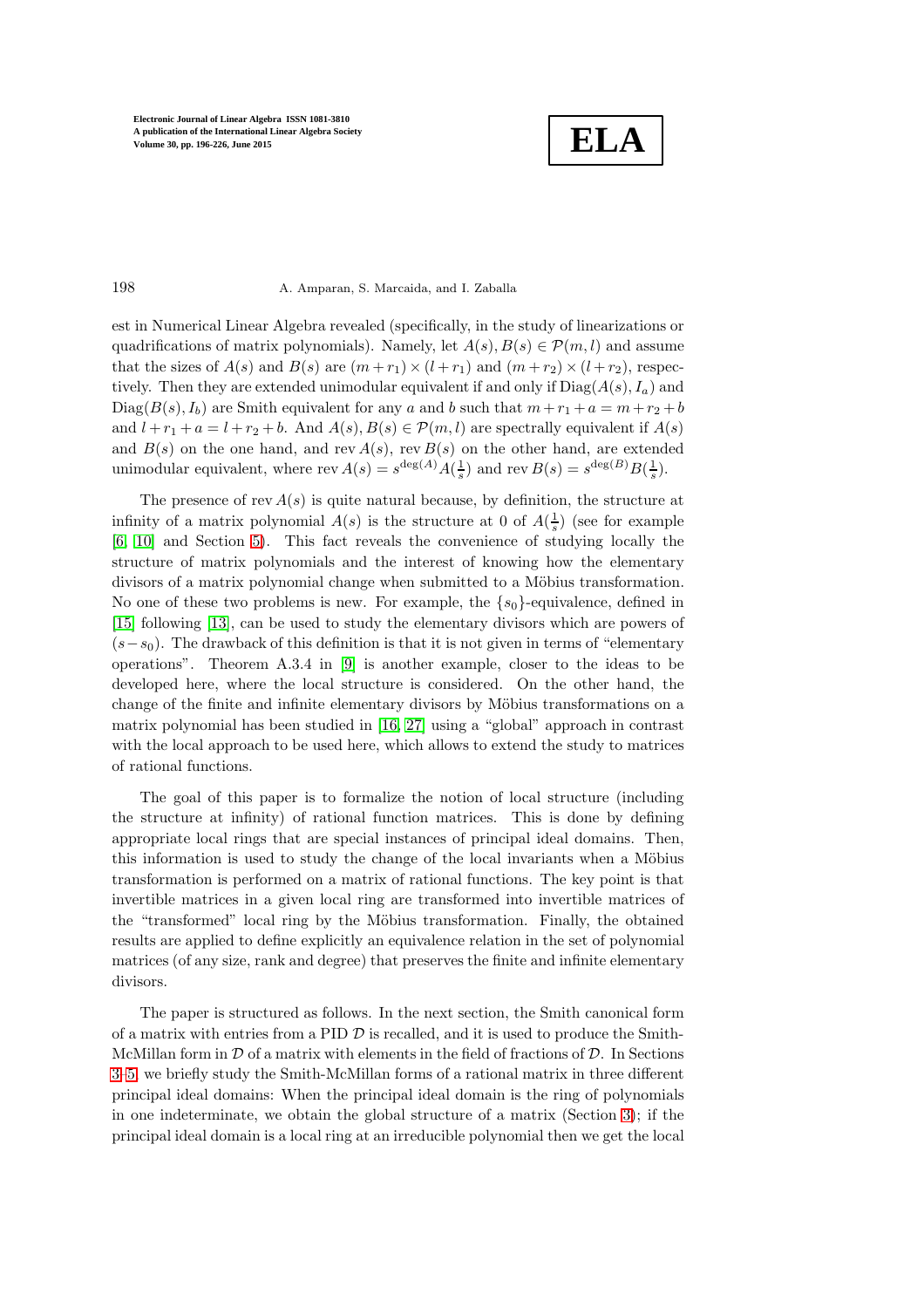est in Numerical Linear Algebra revealed (specifically, in the study of linearizations or quadrifications of matrix polynomials). Namely, let $A(s), B(s) \in \mathcal{P}(m, l)$ and assume that the sizes of $A(s)$ and $B(s)$ are $(m+r_1) \times (l+r_1)$ and $(m+r_2) \times (l+r_2)$, respectively. Then they are extended unimodular equivalent if and only if $\operatorname{Diag}(A(s), I_a)$ and $\operatorname{Diag}(B(s), I_b)$ are Smith equivalent for any $a$ and $b$ such that $m+r_1+a = m+r_2+b$ and $l+r_1+a = l+r_2+b$. And $A(s), B(s) \in \mathcal{P}(m, l)$ are spectrally equivalent if $A(s)$ and $B(s)$ on the one hand, and $\operatorname{rev} A(s)$, $\operatorname{rev} B(s)$ on the other hand, are extended unimodular equivalent, where $\operatorname{rev} A(s) = s^{\deg(A)} A(\frac{1}{s})$ and $\operatorname{rev} B(s) = s^{\deg(B)} B(\frac{1}{s})$.

The presence of $\operatorname{rev} A(s)$ is quite natural because, by definition, the structure at infinity of a matrix polynomial $A(s)$ is the structure at 0 of $A(\frac{1}{s})$ (see for example [6, 10] and Section 5). This fact reveals the convenience of studying locally the structure of matrix polynomials and the interest of knowing how the elementary divisors of a matrix polynomial change when submitted to a Möbius transformation. No one of these two problems is new. For example, the $\{s_0\}$-equivalence, defined in [15] following [13], can be used to study the elementary divisors which are powers of $(s-s_0)$. The drawback of this definition is that it is not given in terms of "elementary operations". Theorem A.3.4 in [9] is another example, closer to the ideas to be developed here, where the local structure is considered. On the other hand, the change of the finite and infinite elementary divisors by Möbius transformations on a matrix polynomial has been studied in [16, 27] using a "global" approach in contrast with the local approach to be used here, which allows to extend the study to matrices of rational functions.

The goal of this paper is to formalize the notion of local structure (including the structure at infinity) of rational function matrices. This is done by defining appropriate local rings that are special instances of principal ideal domains. Then, this information is used to study the change of the local invariants when a Möbius transformation is performed on a matrix of rational functions. The key point is that invertible matrices in a given local ring are transformed into invertible matrices of the "transformed" local ring by the Möbius transformation. Finally, the obtained results are applied to define explicitly an equivalence relation in the set of polynomial matrices (of any size, rank and degree) that preserves the finite and infinite elementary divisors.

The paper is structured as follows. In the next section, the Smith canonical form of a matrix with entries from a PID $\mathcal{D}$ is recalled, and it is used to produce the Smith-McMillan form in $\mathcal{D}$ of a matrix with elements in the field of fractions of $\mathcal{D}$. In Sections 3–5, we briefly study the Smith-McMillan forms of a rational matrix in three different principal ideal domains: When the principal ideal domain is the ring of polynomials in one indeterminate, we obtain the global structure of a matrix (Section 3); if the principal ideal domain is a local ring at an irreducible polynomial then we get the local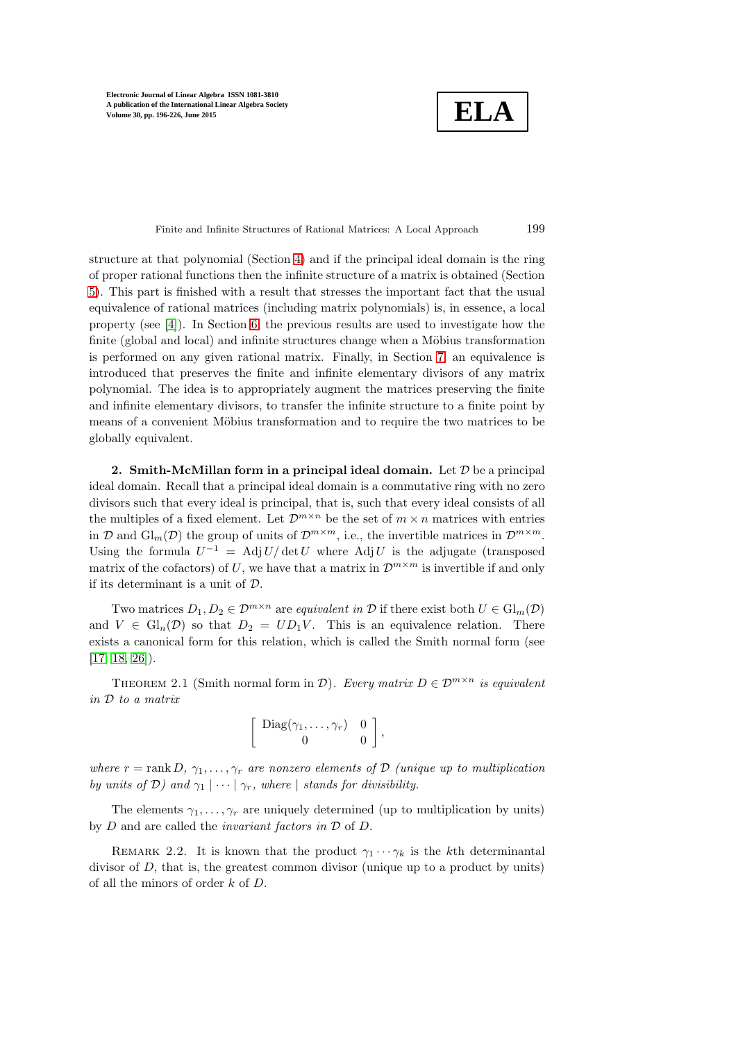structure at that polynomial (Section 4) and if the principal ideal domain is the ring of proper rational functions then the infinite structure of a matrix is obtained (Section 5). This part is finished with a result that stresses the important fact that the usual equivalence of rational matrices (including matrix polynomials) is, in essence, a local property (see [4]). In Section 6, the previous results are used to investigate how the finite (global and local) and infinite structures change when a Möbius transformation is performed on any given rational matrix. Finally, in Section 7, an equivalence is introduced that preserves the finite and infinite elementary divisors of any matrix polynomial. The idea is to appropriately augment the matrices preserving the finite and infinite elementary divisors, to transfer the infinite structure to a finite point by means of a convenient Möbius transformation and to require the two matrices to be globally equivalent.

## 2. Smith-McMillan form in a principal ideal domain.

Let $\mathcal{D}$ be a principal ideal domain. Recall that a principal ideal domain is a commutative ring with no zero divisors such that every ideal is principal, that is, such that every ideal consists of all the multiples of a fixed element. Let $\mathcal{D}^{m\times n}$ be the set of $m \times n$ matrices with entries in $\mathcal{D}$ and $\mathrm{Gl}_m(\mathcal{D})$ the group of units of $\mathcal{D}^{m\times m}$, i.e., the invertible matrices in $\mathcal{D}^{m\times m}$. Using the formula $U^{-1} = \mathrm{Adj}\, U/\det U$ where $\mathrm{Adj}\, U$ is the adjugate (transposed matrix of the cofactors) of $U$, we have that a matrix in $\mathcal{D}^{m\times m}$ is invertible if and only if its determinant is a unit of $\mathcal{D}$.

Two matrices $D_1, D_2 \in \mathcal{D}^{m\times n}$ are *equivalent in* $\mathcal{D}$ if there exist both $U \in \mathrm{Gl}_m(\mathcal{D})$ and $V \in \mathrm{Gl}_n(\mathcal{D})$ so that $D_2 = UD_1V$. This is an equivalence relation. There exists a canonical form for this relation, which is called the Smith normal form (see [17, 18, 26]).

THEOREM 2.1 (Smith normal form in $\mathcal{D}$). *Every matrix $D \in \mathcal{D}^{m\times n}$ is equivalent in $\mathcal{D}$ to a matrix*

$$\begin{bmatrix} \mathrm{Diag}(\gamma_1, \ldots, \gamma_r) & 0 \\ 0 & 0 \end{bmatrix},$$

*where $r = \mathrm{rank}\, D$, $\gamma_1, \ldots, \gamma_r$ are nonzero elements of $\mathcal{D}$ (unique up to multiplication by units of $\mathcal{D}$) and $\gamma_1 \mid \cdots \mid \gamma_r$, where $\mid$ stands for divisibility.*

The elements $\gamma_1, \ldots, \gamma_r$ are uniquely determined (up to multiplication by units) by $D$ and are called the *invariant factors in* $\mathcal{D}$ of $D$.

REMARK 2.2. It is known that the product $\gamma_1 \cdots \gamma_k$ is the $k$th determinantal divisor of $D$, that is, the greatest common divisor (unique up to a product by units) of all the minors of order $k$ of $D$.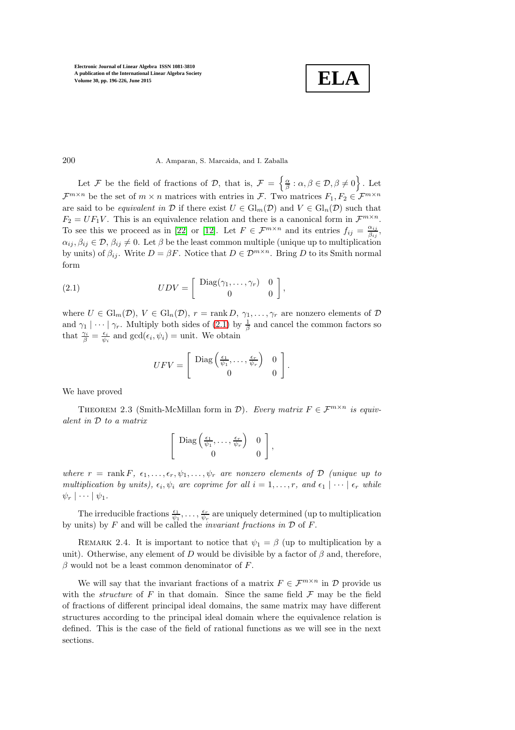Let $\mathcal{F}$ be the field of fractions of $\mathcal{D}$, that is, $\mathcal{F} = \left\{ \frac{\alpha}{\beta} : \alpha, \beta \in \mathcal{D}, \beta \neq 0 \right\}$. Let $\mathcal{F}^{m\times n}$ be the set of $m \times n$ matrices with entries in $\mathcal{F}$. Two matrices $F_1, F_2 \in \mathcal{F}^{m\times n}$ are said to be *equivalent in* $\mathcal{D}$ if there exist $U \in \mathrm{Gl}_m(\mathcal{D})$ and $V \in \mathrm{Gl}_n(\mathcal{D})$ such that $F_2 = UF_1V$. This is an equivalence relation and there is a canonical form in $\mathcal{F}^{m\times n}$. To see this we proceed as in [22] or [12]. Let $F \in \mathcal{F}^{m\times n}$ and its entries $f_{ij} = \frac{\alpha_{ij}}{\beta_{ij}}$, $\alpha_{ij}, \beta_{ij} \in \mathcal{D}$, $\beta_{ij} \neq 0$. Let $\beta$ be the least common multiple (unique up to multiplication by units) of $\beta_{ij}$. Write $D = \beta F$. Notice that $D \in \mathcal{D}^{m\times n}$. Bring $D$ to its Smith normal form

$$UDV = \begin{bmatrix} \mathrm{Diag}(\gamma_1, \dots, \gamma_r) & 0 \\ 0 & 0 \end{bmatrix}, \tag{2.1}$$

where $U \in \mathrm{Gl}_m(\mathcal{D})$, $V \in \mathrm{Gl}_n(\mathcal{D})$, $r = \operatorname{rank} D$, $\gamma_1, \dots, \gamma_r$ are nonzero elements of $\mathcal{D}$ and $\gamma_1 \mid \cdots \mid \gamma_r$. Multiply both sides of (2.1) by $\frac{1}{\beta}$ and cancel the common factors so that $\frac{\gamma_i}{\beta} = \frac{\epsilon_i}{\psi_i}$ and $\gcd(\epsilon_i, \psi_i) = $ unit. We obtain

$$UFV = \begin{bmatrix} \mathrm{Diag}\left(\frac{\epsilon_1}{\psi_1}, \dots, \frac{\epsilon_r}{\psi_r}\right) & 0 \\ 0 & 0 \end{bmatrix}.$$

We have proved

Theorem 2.3 (Smith-McMillan form in $\mathcal{D}$). *Every matrix $F \in \mathcal{F}^{m\times n}$ is equivalent in $\mathcal{D}$ to a matrix*

$$\begin{bmatrix} \mathrm{Diag}\left(\frac{\epsilon_1}{\psi_1}, \dots, \frac{\epsilon_r}{\psi_r}\right) & 0 \\ 0 & 0 \end{bmatrix},$$

*where $r = \operatorname{rank} F$, $\epsilon_1, \dots, \epsilon_r, \psi_1, \dots, \psi_r$ are nonzero elements of $\mathcal{D}$ (unique up to multiplication by units), $\epsilon_i, \psi_i$ are coprime for all $i = 1, \dots, r$, and $\epsilon_1 \mid \cdots \mid \epsilon_r$ while $\psi_r \mid \cdots \mid \psi_1$.*

The irreducible fractions $\frac{\epsilon_1}{\psi_1}, \dots, \frac{\epsilon_r}{\psi_r}$ are uniquely determined (up to multiplication by units) by $F$ and will be called the *invariant fractions in* $\mathcal{D}$ of $F$.

Remark 2.4. It is important to notice that $\psi_1 = \beta$ (up to multiplication by a unit). Otherwise, any element of $D$ would be divisible by a factor of $\beta$ and, therefore, $\beta$ would not be a least common denominator of $F$.

We will say that the invariant fractions of a matrix $F \in \mathcal{F}^{m\times n}$ in $\mathcal{D}$ provide us with the *structure* of $F$ in that domain. Since the same field $\mathcal{F}$ may be the field of fractions of different principal ideal domains, the same matrix may have different structures according to the principal ideal domain where the equivalence relation is defined. This is the case of the field of rational functions as we will see in the next sections.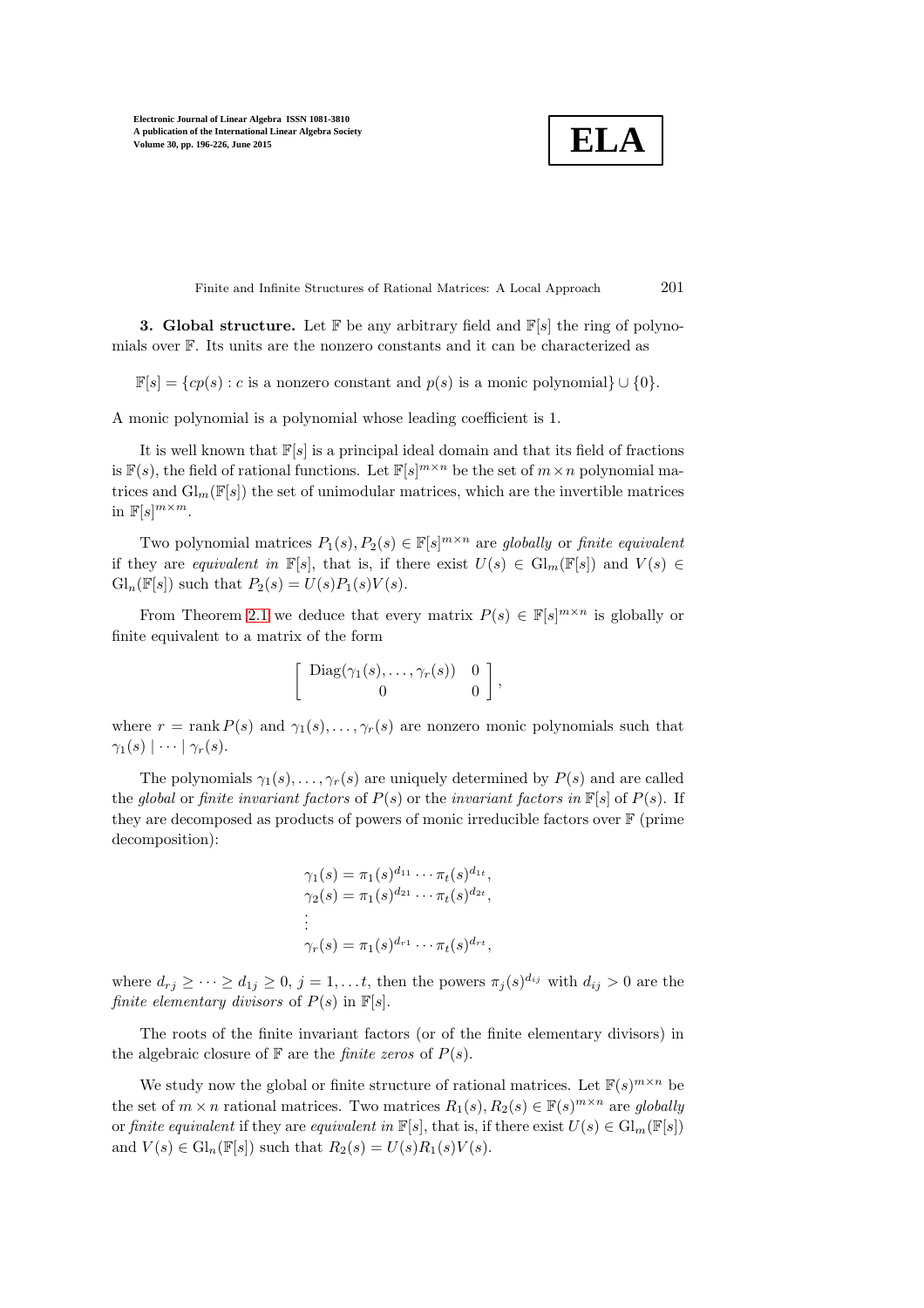**3. Global structure.** Let $\mathbb{F}$ be any arbitrary field and $\mathbb{F}[s]$ the ring of polynomials over $\mathbb{F}$. Its units are the nonzero constants and it can be characterized as

$$\mathbb{F}[s] = \{cp(s) : c \text{ is a nonzero constant and } p(s) \text{ is a monic polynomial}\} \cup \{0\}.$$

A monic polynomial is a polynomial whose leading coefficient is 1.

It is well known that $\mathbb{F}[s]$ is a principal ideal domain and that its field of fractions is $\mathbb{F}(s)$, the field of rational functions. Let $\mathbb{F}[s]^{m\times n}$ be the set of $m \times n$ polynomial matrices and $\mathrm{Gl}_m(\mathbb{F}[s])$ the set of unimodular matrices, which are the invertible matrices in $\mathbb{F}[s]^{m\times m}$.

Two polynomial matrices $P_1(s), P_2(s) \in \mathbb{F}[s]^{m\times n}$ are *globally* or *finite equivalent* if they are *equivalent in* $\mathbb{F}[s]$, that is, if there exist $U(s) \in \mathrm{Gl}_m(\mathbb{F}[s])$ and $V(s) \in \mathrm{Gl}_n(\mathbb{F}[s])$ such that $P_2(s) = U(s)P_1(s)V(s)$.

From Theorem 2.1 we deduce that every matrix $P(s) \in \mathbb{F}[s]^{m\times n}$ is globally or finite equivalent to a matrix of the form

$$\begin{bmatrix} \mathrm{Diag}(\gamma_1(s), \dots, \gamma_r(s)) & 0 \\ 0 & 0 \end{bmatrix},$$

where $r = \operatorname{rank} P(s)$ and $\gamma_1(s), \dots, \gamma_r(s)$ are nonzero monic polynomials such that $\gamma_1(s) \mid \cdots \mid \gamma_r(s)$.

The polynomials $\gamma_1(s), \dots, \gamma_r(s)$ are uniquely determined by $P(s)$ and are called the *global* or *finite invariant factors* of $P(s)$ or the *invariant factors in* $\mathbb{F}[s]$ of $P(s)$. If they are decomposed as products of powers of monic irreducible factors over $\mathbb{F}$ (prime decomposition):

$$\begin{aligned}
\gamma_1(s) &= \pi_1(s)^{d_{11}} \cdots \pi_t(s)^{d_{1t}}, \\
\gamma_2(s) &= \pi_1(s)^{d_{21}} \cdots \pi_t(s)^{d_{2t}}, \\
&\vdots \\
\gamma_r(s) &= \pi_1(s)^{d_{r1}} \cdots \pi_t(s)^{d_{rt}},
\end{aligned}$$

where $d_{rj} \geq \cdots \geq d_{1j} \geq 0$, $j = 1, \dots t$, then the powers $\pi_j(s)^{d_{ij}}$ with $d_{ij} > 0$ are the *finite elementary divisors* of $P(s)$ in $\mathbb{F}[s]$.

The roots of the finite invariant factors (or of the finite elementary divisors) in the algebraic closure of $\mathbb{F}$ are the *finite zeros* of $P(s)$.

We study now the global or finite structure of rational matrices. Let $\mathbb{F}(s)^{m\times n}$ be the set of $m \times n$ rational matrices. Two matrices $R_1(s), R_2(s) \in \mathbb{F}(s)^{m\times n}$ are *globally* or *finite equivalent* if they are *equivalent in* $\mathbb{F}[s]$, that is, if there exist $U(s) \in \mathrm{Gl}_m(\mathbb{F}[s])$ and $V(s) \in \mathrm{Gl}_n(\mathbb{F}[s])$ such that $R_2(s) = U(s)R_1(s)V(s)$.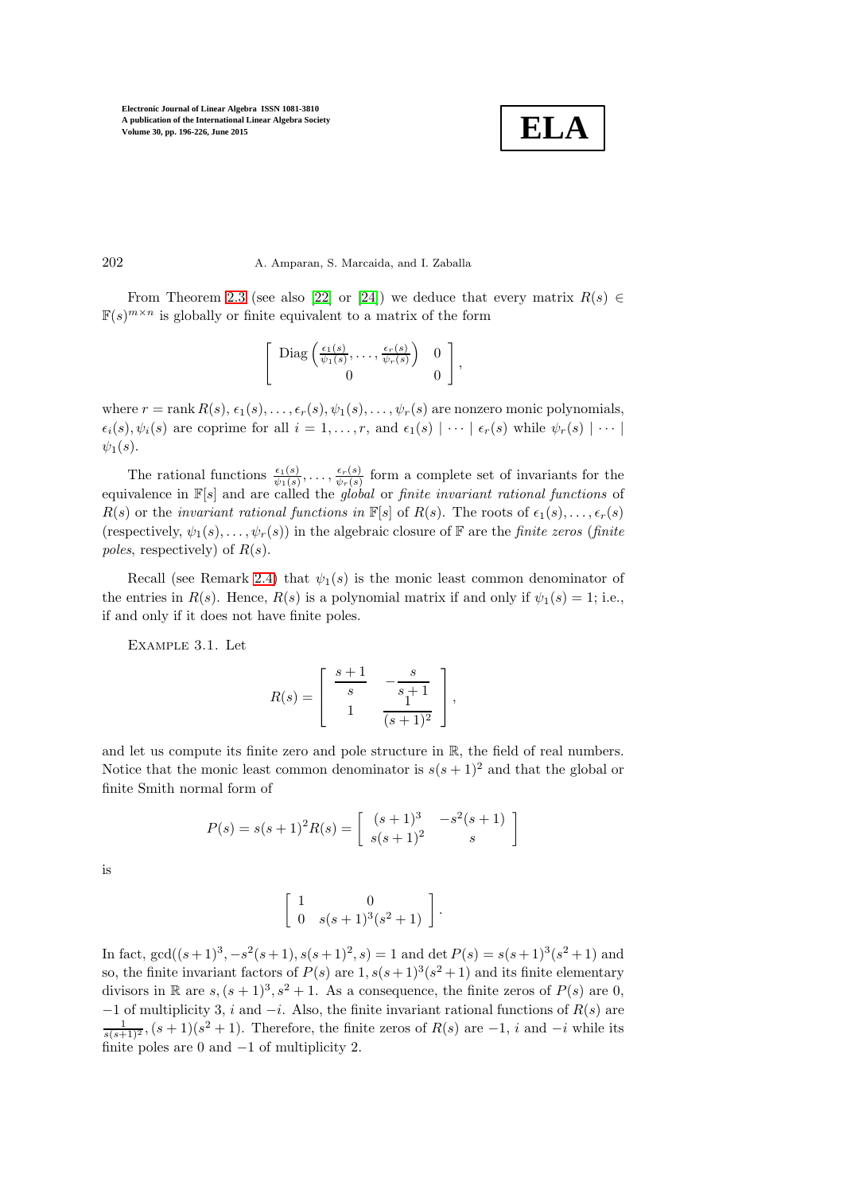From Theorem 2.3 (see also [22] or [24]) we deduce that every matrix $R(s) \in \mathbb{F}(s)^{m\times n}$ is globally or finite equivalent to a matrix of the form

$$\begin{bmatrix} \operatorname{Diag}\left(\frac{\epsilon_1(s)}{\psi_1(s)}, \dots, \frac{\epsilon_r(s)}{\psi_r(s)}\right) & 0 \\ 0 & 0 \end{bmatrix},$$

where $r = \operatorname{rank} R(s)$, $\epsilon_1(s), \dots, \epsilon_r(s), \psi_1(s), \dots, \psi_r(s)$ are nonzero monic polynomials, $\epsilon_i(s), \psi_i(s)$ are coprime for all $i = 1, \dots, r$, and $\epsilon_1(s) \mid \cdots \mid \epsilon_r(s)$ while $\psi_r(s) \mid \cdots \mid \psi_1(s)$.

The rational functions $\frac{\epsilon_1(s)}{\psi_1(s)}, \dots, \frac{\epsilon_r(s)}{\psi_r(s)}$ form a complete set of invariants for the equivalence in $\mathbb{F}[s]$ and are called the *global* or *finite invariant rational functions* of $R(s)$ or the *invariant rational functions in* $\mathbb{F}[s]$ of $R(s)$. The roots of $\epsilon_1(s), \dots, \epsilon_r(s)$ (respectively, $\psi_1(s), \dots, \psi_r(s)$) in the algebraic closure of $\mathbb{F}$ are the *finite zeros* (*finite poles*, respectively) of $R(s)$.

Recall (see Remark 2.4) that $\psi_1(s)$ is the monic least common denominator of the entries in $R(s)$. Hence, $R(s)$ is a polynomial matrix if and only if $\psi_1(s) = 1$; i.e., if and only if it does not have finite poles.

Example 3.1. Let

$$R(s) = \begin{bmatrix} \dfrac{s+1}{s} & -\dfrac{s}{s+1} \\ 1 & \dfrac{1}{(s+1)^2} \end{bmatrix},$$

and let us compute its finite zero and pole structure in $\mathbb{R}$, the field of real numbers. Notice that the monic least common denominator is $s(s+1)^2$ and that the global or finite Smith normal form of

$$P(s) = s(s+1)^2 R(s) = \begin{bmatrix} (s+1)^3 & -s^2(s+1) \\ s(s+1)^2 & s \end{bmatrix}$$

is

$$\begin{bmatrix} 1 & 0 \\ 0 & s(s+1)^3(s^2+1) \end{bmatrix}.$$

In fact, $\gcd((s+1)^3, -s^2(s+1), s(s+1)^2, s) = 1$ and $\det P(s) = s(s+1)^3(s^2+1)$ and so, the finite invariant factors of $P(s)$ are $1, s(s+1)^3(s^2+1)$ and its finite elementary divisors in $\mathbb{R}$ are $s, (s+1)^3, s^2+1$. As a consequence, the finite zeros of $P(s)$ are $0$, $-1$ of multiplicity 3, $i$ and $-i$. Also, the finite invariant rational functions of $R(s)$ are $\frac{1}{s(s+1)^2}, (s+1)(s^2+1)$. Therefore, the finite zeros of $R(s)$ are $-1$, $i$ and $-i$ while its finite poles are $0$ and $-1$ of multiplicity 2.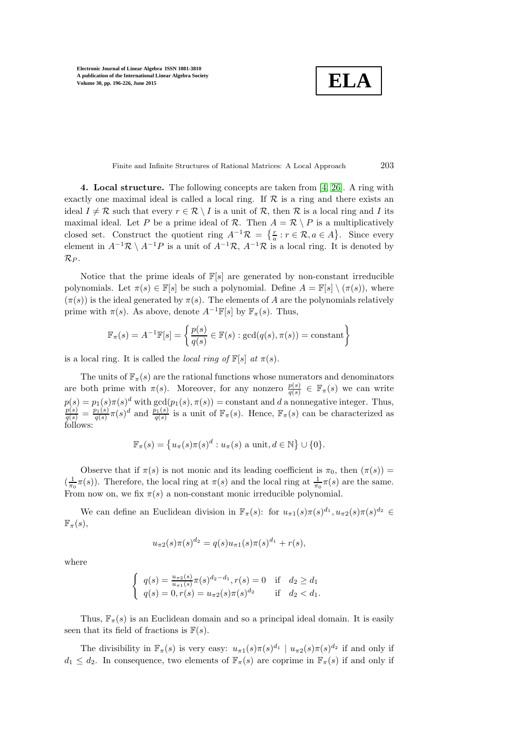**4. Local structure.** The following concepts are taken from [4, 26]. A ring with exactly one maximal ideal is called a local ring. If $\mathcal{R}$ is a ring and there exists an ideal $I \neq \mathcal{R}$ such that every $r \in \mathcal{R} \setminus I$ is a unit of $\mathcal{R}$, then $\mathcal{R}$ is a local ring and $I$ its maximal ideal. Let $P$ be a prime ideal of $\mathcal{R}$. Then $A = \mathcal{R} \setminus P$ is a multiplicatively closed set. Construct the quotient ring $A^{-1}\mathcal{R} = \left\{\frac{r}{a} : r \in \mathcal{R}, a \in A\right\}$. Since every element in $A^{-1}\mathcal{R} \setminus A^{-1}P$ is a unit of $A^{-1}\mathcal{R}$, $A^{-1}\mathcal{R}$ is a local ring. It is denoted by $\mathcal{R}_P$.

Notice that the prime ideals of $\mathbb{F}[s]$ are generated by non-constant irreducible polynomials. Let $\pi(s) \in \mathbb{F}[s]$ be such a polynomial. Define $A = \mathbb{F}[s] \setminus (\pi(s))$, where $(\pi(s))$ is the ideal generated by $\pi(s)$. The elements of $A$ are the polynomials relatively prime with $\pi(s)$. As above, denote $A^{-1}\mathbb{F}[s]$ by $\mathbb{F}_\pi(s)$. Thus,

$$\mathbb{F}_\pi(s) = A^{-1}\mathbb{F}[s] = \left\{\frac{p(s)}{q(s)} \in \mathbb{F}(s) : \gcd(q(s), \pi(s)) = \text{constant}\right\}$$

is a local ring. It is called the *local ring of* $\mathbb{F}[s]$ *at* $\pi(s)$.

The units of $\mathbb{F}_\pi(s)$ are the rational functions whose numerators and denominators are both prime with $\pi(s)$. Moreover, for any nonzero $\frac{p(s)}{q(s)} \in \mathbb{F}_\pi(s)$ we can write $p(s) = p_1(s)\pi(s)^d$ with $\gcd(p_1(s), \pi(s)) = \text{constant}$ and $d$ a nonnegative integer. Thus, $\frac{p(s)}{q(s)} = \frac{p_1(s)}{q(s)}\pi(s)^d$ and $\frac{p_1(s)}{q(s)}$ is a unit of $\mathbb{F}_\pi(s)$. Hence, $\mathbb{F}_\pi(s)$ can be characterized as follows:

$$\mathbb{F}_\pi(s) = \left\{u_\pi(s)\pi(s)^d : u_\pi(s) \text{ a unit}, d \in \mathbb{N}\right\} \cup \{0\}.$$

Observe that if $\pi(s)$ is not monic and its leading coefficient is $\pi_0$, then $(\pi(s)) = (\frac{1}{\pi_0}\pi(s))$. Therefore, the local ring at $\pi(s)$ and the local ring at $\frac{1}{\pi_0}\pi(s)$ are the same. From now on, we fix $\pi(s)$ a non-constant monic irreducible polynomial.

We can define an Euclidean division in $\mathbb{F}_\pi(s)$: for $u_{\pi 1}(s)\pi(s)^{d_1}, u_{\pi 2}(s)\pi(s)^{d_2} \in \mathbb{F}_\pi(s)$,

$$u_{\pi 2}(s)\pi(s)^{d_2} = q(s)u_{\pi 1}(s)\pi(s)^{d_1} + r(s),$$

where

$$\begin{cases} q(s) = \frac{u_{\pi 2}(s)}{u_{\pi 1}(s)}\pi(s)^{d_2 - d_1}, r(s) = 0 & \text{if} \quad d_2 \geq d_1 \\ q(s) = 0, r(s) = u_{\pi 2}(s)\pi(s)^{d_2} & \text{if} \quad d_2 < d_1. \end{cases}$$

Thus, $\mathbb{F}_\pi(s)$ is an Euclidean domain and so a principal ideal domain. It is easily seen that its field of fractions is $\mathbb{F}(s)$.

The divisibility in $\mathbb{F}_\pi(s)$ is very easy: $u_{\pi 1}(s)\pi(s)^{d_1} \mid u_{\pi 2}(s)\pi(s)^{d_2}$ if and only if $d_1 \leq d_2$. In consequence, two elements of $\mathbb{F}_\pi(s)$ are coprime in $\mathbb{F}_\pi(s)$ if and only if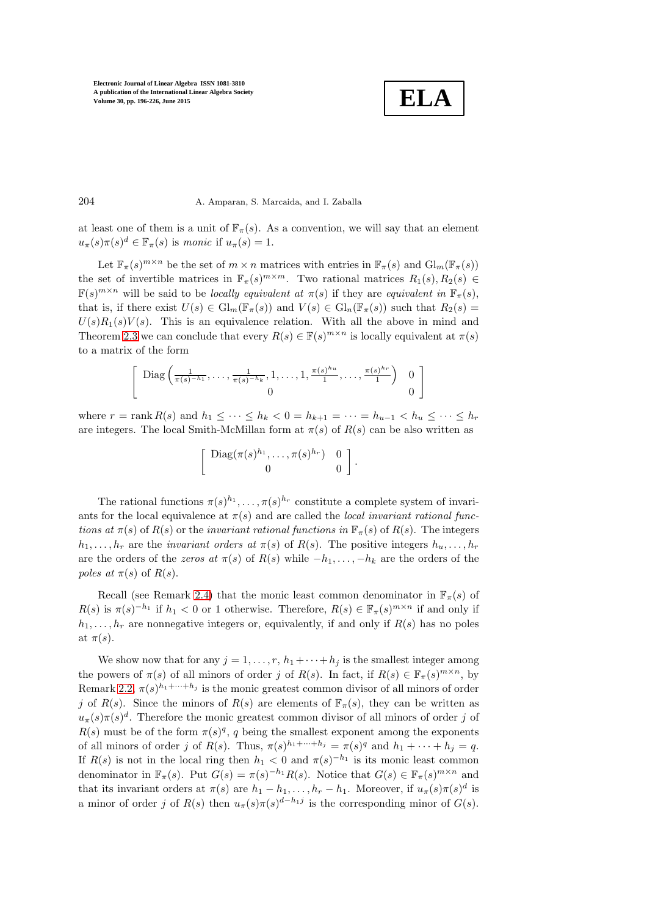at least one of them is a unit of $\mathbb{F}_\pi(s)$. As a convention, we will say that an element $u_\pi(s)\pi(s)^d \in \mathbb{F}_\pi(s)$ is *monic* if $u_\pi(s) = 1$.

Let $\mathbb{F}_\pi(s)^{m\times n}$ be the set of $m \times n$ matrices with entries in $\mathbb{F}_\pi(s)$ and $\mathrm{Gl}_m(\mathbb{F}_\pi(s))$ the set of invertible matrices in $\mathbb{F}_\pi(s)^{m\times m}$. Two rational matrices $R_1(s), R_2(s) \in \mathbb{F}(s)^{m\times n}$ will be said to be *locally equivalent at* $\pi(s)$ if they are *equivalent in* $\mathbb{F}_\pi(s)$, that is, if there exist $U(s) \in \mathrm{Gl}_m(\mathbb{F}_\pi(s))$ and $V(s) \in \mathrm{Gl}_n(\mathbb{F}_\pi(s))$ such that $R_2(s) = U(s)R_1(s)V(s)$. This is an equivalence relation. With all the above in mind and Theorem 2.3 we can conclude that every $R(s) \in \mathbb{F}(s)^{m\times n}$ is locally equivalent at $\pi(s)$ to a matrix of the form

$$\begin{bmatrix} \mathrm{Diag}\left(\frac{1}{\pi(s)^{-h_1}}, \dots, \frac{1}{\pi(s)^{-h_k}}, 1, \dots, 1, \frac{\pi(s)^{h_u}}{1}, \dots, \frac{\pi(s)^{h_r}}{1}\right) & 0 \\ 0 & 0 \end{bmatrix}$$

where $r = \operatorname{rank} R(s)$ and $h_1 \leq \cdots \leq h_k < 0 = h_{k+1} = \cdots = h_{u-1} < h_u \leq \cdots \leq h_r$ are integers. The local Smith-McMillan form at $\pi(s)$ of $R(s)$ can be also written as

$$\begin{bmatrix} \mathrm{Diag}(\pi(s)^{h_1}, \dots, \pi(s)^{h_r}) & 0 \\ 0 & 0 \end{bmatrix}.$$

The rational functions $\pi(s)^{h_1}, \dots, \pi(s)^{h_r}$ constitute a complete system of invariants for the local equivalence at $\pi(s)$ and are called the *local invariant rational functions at* $\pi(s)$ of $R(s)$ or the *invariant rational functions in* $\mathbb{F}_\pi(s)$ of $R(s)$. The integers $h_1, \dots, h_r$ are the *invariant orders at* $\pi(s)$ of $R(s)$. The positive integers $h_u, \dots, h_r$ are the orders of the *zeros at* $\pi(s)$ of $R(s)$ while $-h_1, \dots, -h_k$ are the orders of the *poles at* $\pi(s)$ of $R(s)$.

Recall (see Remark 2.4) that the monic least common denominator in $\mathbb{F}_\pi(s)$ of $R(s)$ is $\pi(s)^{-h_1}$ if $h_1 < 0$ or 1 otherwise. Therefore, $R(s) \in \mathbb{F}_\pi(s)^{m\times n}$ if and only if $h_1, \dots, h_r$ are nonnegative integers or, equivalently, if and only if $R(s)$ has no poles at $\pi(s)$.

We show now that for any $j = 1, \dots, r$, $h_1 + \cdots + h_j$ is the smallest integer among the powers of $\pi(s)$ of all minors of order $j$ of $R(s)$. In fact, if $R(s) \in \mathbb{F}_\pi(s)^{m\times n}$, by Remark 2.2, $\pi(s)^{h_1+\cdots+h_j}$ is the monic greatest common divisor of all minors of order $j$ of $R(s)$. Since the minors of $R(s)$ are elements of $\mathbb{F}_\pi(s)$, they can be written as $u_\pi(s)\pi(s)^d$. Therefore the monic greatest common divisor of all minors of order $j$ of $R(s)$ must be of the form $\pi(s)^q$, $q$ being the smallest exponent among the exponents of all minors of order $j$ of $R(s)$. Thus, $\pi(s)^{h_1+\cdots+h_j} = \pi(s)^q$ and $h_1 + \cdots + h_j = q$. If $R(s)$ is not in the local ring then $h_1 < 0$ and $\pi(s)^{-h_1}$ is its monic least common denominator in $\mathbb{F}_\pi(s)$. Put $G(s) = \pi(s)^{-h_1}R(s)$. Notice that $G(s) \in \mathbb{F}_\pi(s)^{m\times n}$ and that its invariant orders at $\pi(s)$ are $h_1 - h_1, \dots, h_r - h_1$. Moreover, if $u_\pi(s)\pi(s)^d$ is a minor of order $j$ of $R(s)$ then $u_\pi(s)\pi(s)^{d-h_1 j}$ is the corresponding minor of $G(s)$.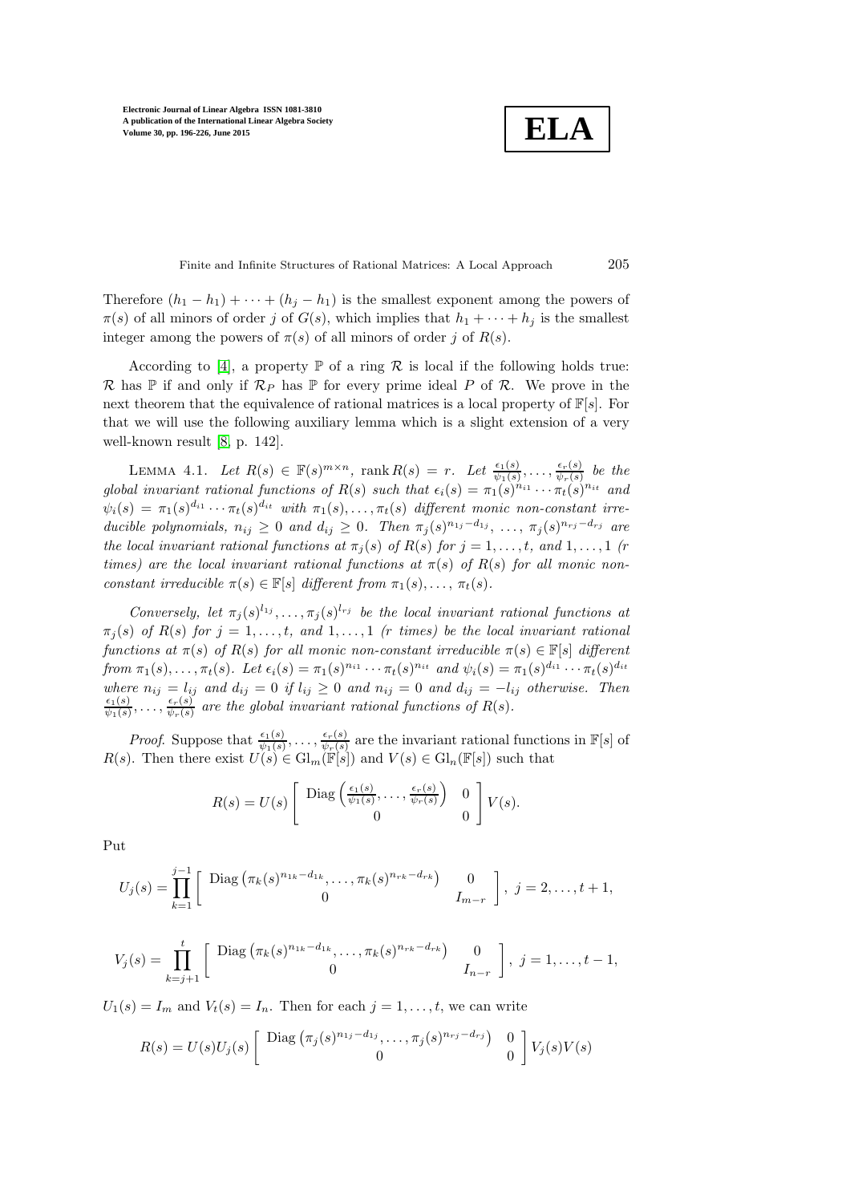Therefore $(h_1 - h_1) + \cdots + (h_j - h_1)$ is the smallest exponent among the powers of $\pi(s)$ of all minors of order $j$ of $G(s)$, which implies that $h_1 + \cdots + h_j$ is the smallest integer among the powers of $\pi(s)$ of all minors of order $j$ of $R(s)$.

According to [4], a property $\mathbb{P}$ of a ring $\mathcal{R}$ is local if the following holds true: $\mathcal{R}$ has $\mathbb{P}$ if and only if $\mathcal{R}_P$ has $\mathbb{P}$ for every prime ideal $P$ of $\mathcal{R}$. We prove in the next theorem that the equivalence of rational matrices is a local property of $\mathbb{F}[s]$. For that we will use the following auxiliary lemma which is a slight extension of a very well-known result [8, p. 142].

LEMMA 4.1. *Let $R(s) \in \mathbb{F}(s)^{m\times n}$, $\operatorname{rank} R(s) = r$. Let $\frac{\epsilon_1(s)}{\psi_1(s)}, \ldots, \frac{\epsilon_r(s)}{\psi_r(s)}$ be the global invariant rational functions of $R(s)$ such that $\epsilon_i(s) = \pi_1(s)^{n_{i1}} \cdots \pi_t(s)^{n_{it}}$ and $\psi_i(s) = \pi_1(s)^{d_{i1}} \cdots \pi_t(s)^{d_{it}}$ with $\pi_1(s), \ldots, \pi_t(s)$ different monic non-constant irreducible polynomials, $n_{ij} \geq 0$ and $d_{ij} \geq 0$. Then $\pi_j(s)^{n_{1j}-d_{1j}}, \ldots, \pi_j(s)^{n_{rj}-d_{rj}}$ are the local invariant rational functions at $\pi_j(s)$ of $R(s)$ for $j = 1, \ldots, t$, and $1, \ldots, 1$ ($r$ times) are the local invariant rational functions at $\pi(s)$ of $R(s)$ for all monic non-constant irreducible $\pi(s) \in \mathbb{F}[s]$ different from $\pi_1(s), \ldots, \pi_t(s)$.*

*Conversely, let $\pi_j(s)^{l_{1j}}, \ldots, \pi_j(s)^{l_{rj}}$ be the local invariant rational functions at $\pi_j(s)$ of $R(s)$ for $j = 1, \ldots, t$, and $1, \ldots, 1$ ($r$ times) be the local invariant rational functions at $\pi(s)$ of $R(s)$ for all monic non-constant irreducible $\pi(s) \in \mathbb{F}[s]$ different from $\pi_1(s), \ldots, \pi_t(s)$. Let $\epsilon_i(s) = \pi_1(s)^{n_{i1}} \cdots \pi_t(s)^{n_{it}}$ and $\psi_i(s) = \pi_1(s)^{d_{i1}} \cdots \pi_t(s)^{d_{it}}$ where $n_{ij} = l_{ij}$ and $d_{ij} = 0$ if $l_{ij} \geq 0$ and $n_{ij} = 0$ and $d_{ij} = -l_{ij}$ otherwise. Then $\frac{\epsilon_1(s)}{\psi_1(s)}, \ldots, \frac{\epsilon_r(s)}{\psi_r(s)}$ are the global invariant rational functions of $R(s)$.*

*Proof*. Suppose that $\frac{\epsilon_1(s)}{\psi_1(s)}, \ldots, \frac{\epsilon_r(s)}{\psi_r(s)}$ are the invariant rational functions in $\mathbb{F}[s]$ of $R(s)$. Then there exist $U(s) \in \mathrm{Gl}_m(\mathbb{F}[s])$ and $V(s) \in \mathrm{Gl}_n(\mathbb{F}[s])$ such that

$$R(s) = U(s) \begin{bmatrix} \operatorname{Diag}\left(\frac{\epsilon_1(s)}{\psi_1(s)}, \ldots, \frac{\epsilon_r(s)}{\psi_r(s)}\right) & 0 \\ 0 & 0 \end{bmatrix} V(s).$$

Put

$$U_j(s) = \prod_{k=1}^{j-1} \begin{bmatrix} \operatorname{Diag}\left(\pi_k(s)^{n_{1k}-d_{1k}}, \ldots, \pi_k(s)^{n_{rk}-d_{rk}}\right) & 0 \\ 0 & I_{m-r} \end{bmatrix},\ j = 2, \ldots, t+1,$$

$$V_j(s) = \prod_{k=j+1}^{t} \begin{bmatrix} \operatorname{Diag}\left(\pi_k(s)^{n_{1k}-d_{1k}}, \ldots, \pi_k(s)^{n_{rk}-d_{rk}}\right) & 0 \\ 0 & I_{n-r} \end{bmatrix},\ j = 1, \ldots, t-1,$$

$U_1(s) = I_m$ and $V_t(s) = I_n$. Then for each $j = 1, \ldots, t$, we can write

$$R(s) = U(s)U_j(s) \begin{bmatrix} \operatorname{Diag}\left(\pi_j(s)^{n_{1j}-d_{1j}}, \ldots, \pi_j(s)^{n_{rj}-d_{rj}}\right) & 0 \\ 0 & 0 \end{bmatrix} V_j(s)V(s)$$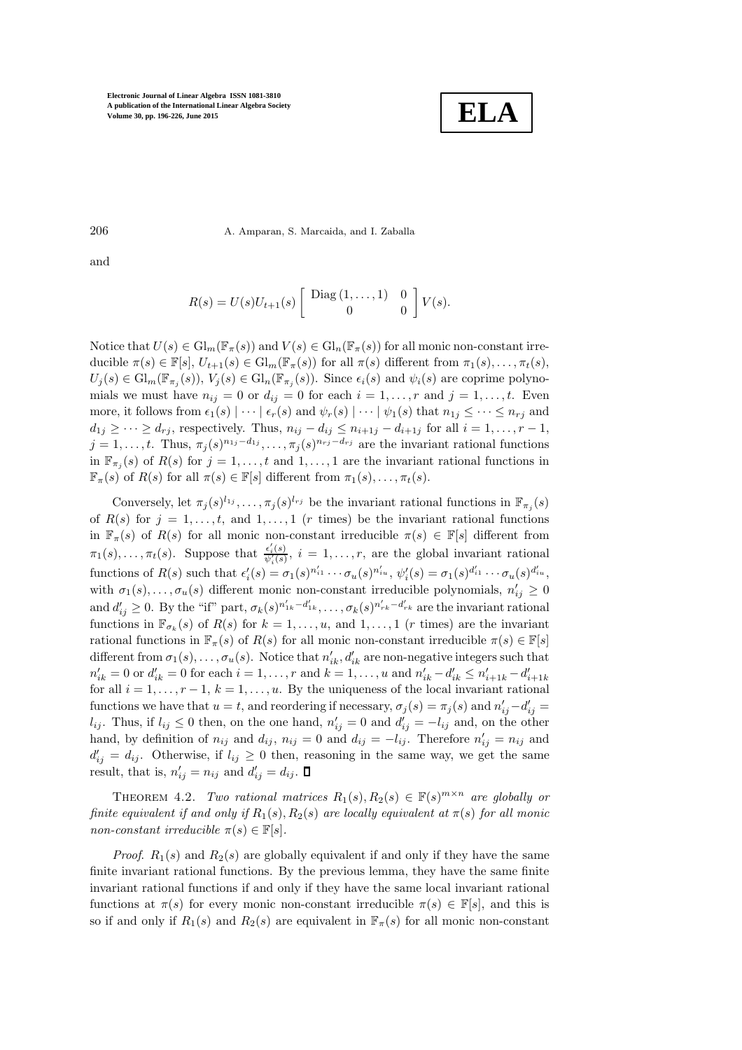and

$$R(s) = U(s)U_{t+1}(s) \begin{bmatrix} \text{Diag}\,(1,\dots,1) & 0 \\ 0 & 0 \end{bmatrix} V(s).$$

Notice that $U(s) \in \text{Gl}_m(\mathbb{F}_\pi(s))$ and $V(s) \in \text{Gl}_n(\mathbb{F}_\pi(s))$ for all monic non-constant irreducible $\pi(s) \in \mathbb{F}[s]$, $U_{t+1}(s) \in \text{Gl}_m(\mathbb{F}_\pi(s))$ for all $\pi(s)$ different from $\pi_1(s),\dots,\pi_t(s)$, $U_j(s) \in \text{Gl}_m(\mathbb{F}_{\pi_j}(s))$, $V_j(s) \in \text{Gl}_n(\mathbb{F}_{\pi_j}(s))$. Since $\epsilon_i(s)$ and $\psi_i(s)$ are coprime polynomials we must have $n_{ij} = 0$ or $d_{ij} = 0$ for each $i = 1,\dots,r$ and $j = 1,\dots,t$. Even more, it follows from $\epsilon_1(s) \mid \cdots \mid \epsilon_r(s)$ and $\psi_r(s) \mid \cdots \mid \psi_1(s)$ that $n_{1j} \le \cdots \le n_{rj}$ and $d_{1j} \ge \cdots \ge d_{rj}$, respectively. Thus, $n_{ij} - d_{ij} \le n_{i+1j} - d_{i+1j}$ for all $i = 1,\dots,r-1$, $j = 1,\dots,t$. Thus, $\pi_j(s)^{n_{1j}-d_{1j}},\dots,\pi_j(s)^{n_{rj}-d_{rj}}$ are the invariant rational functions in $\mathbb{F}_{\pi_j}(s)$ of $R(s)$ for $j = 1,\dots,t$ and $1,\dots,1$ are the invariant rational functions in $\mathbb{F}_\pi(s)$ of $R(s)$ for all $\pi(s) \in \mathbb{F}[s]$ different from $\pi_1(s),\dots,\pi_t(s)$.

Conversely, let $\pi_j(s)^{l_{1j}},\dots,\pi_j(s)^{l_{rj}}$ be the invariant rational functions in $\mathbb{F}_{\pi_j}(s)$ of $R(s)$ for $j = 1,\dots,t$, and $1,\dots,1$ ($r$ times) be the invariant rational functions in $\mathbb{F}_\pi(s)$ of $R(s)$ for all monic non-constant irreducible $\pi(s) \in \mathbb{F}[s]$ different from $\pi_1(s),\dots,\pi_t(s)$. Suppose that $\frac{\epsilon_i'(s)}{\psi_i'(s)}$, $i = 1,\dots,r$, are the global invariant rational functions of $R(s)$ such that $\epsilon_i'(s) = \sigma_1(s)^{n_{i1}'}\cdots\sigma_u(s)^{n_{iu}'}$, $\psi_i'(s) = \sigma_1(s)^{d_{i1}'}\cdots\sigma_u(s)^{d_{iu}'}$, with $\sigma_1(s),\dots,\sigma_u(s)$ different monic non-constant irreducible polynomials, $n_{ij}' \ge 0$ and $d_{ij}' \ge 0$. By the "if" part, $\sigma_k(s)^{n_{1k}'-d_{1k}'},\dots,\sigma_k(s)^{n_{rk}'-d_{rk}'}$ are the invariant rational functions in $\mathbb{F}_{\sigma_k}(s)$ of $R(s)$ for $k = 1,\dots,u$, and $1,\dots,1$ ($r$ times) are the invariant rational functions in $\mathbb{F}_\pi(s)$ of $R(s)$ for all monic non-constant irreducible $\pi(s) \in \mathbb{F}[s]$ different from $\sigma_1(s),\dots,\sigma_u(s)$. Notice that $n_{ik}', d_{ik}'$ are non-negative integers such that $n_{ik}' = 0$ or $d_{ik}' = 0$ for each $i = 1,\dots,r$ and $k = 1,\dots,u$ and $n_{ik}' - d_{ik}' \le n_{i+1k}' - d_{i+1k}'$ for all $i = 1,\dots,r-1$, $k = 1,\dots,u$. By the uniqueness of the local invariant rational functions we have that $u = t$, and reordering if necessary, $\sigma_j(s) = \pi_j(s)$ and $n_{ij}' - d_{ij}' = l_{ij}$. Thus, if $l_{ij} \le 0$ then, on the one hand, $n_{ij}' = 0$ and $d_{ij}' = -l_{ij}$ and, on the other hand, by definition of $n_{ij}$ and $d_{ij}$, $n_{ij} = 0$ and $d_{ij} = -l_{ij}$. Therefore $n_{ij}' = n_{ij}$ and $d_{ij}' = d_{ij}$. Otherwise, if $l_{ij} \ge 0$ then, reasoning in the same way, we get the same result, that is, $n_{ij}' = n_{ij}$ and $d_{ij}' = d_{ij}$. ∎

THEOREM 4.2. *Two rational matrices $R_1(s), R_2(s) \in \mathbb{F}(s)^{m\times n}$ are globally or finite equivalent if and only if $R_1(s), R_2(s)$ are locally equivalent at $\pi(s)$ for all monic non-constant irreducible $\pi(s) \in \mathbb{F}[s]$.*

*Proof.* $R_1(s)$ and $R_2(s)$ are globally equivalent if and only if they have the same finite invariant rational functions. By the previous lemma, they have the same finite invariant rational functions if and only if they have the same local invariant rational functions at $\pi(s)$ for every monic non-constant irreducible $\pi(s) \in \mathbb{F}[s]$, and this is so if and only if $R_1(s)$ and $R_2(s)$ are equivalent in $\mathbb{F}_\pi(s)$ for all monic non-constant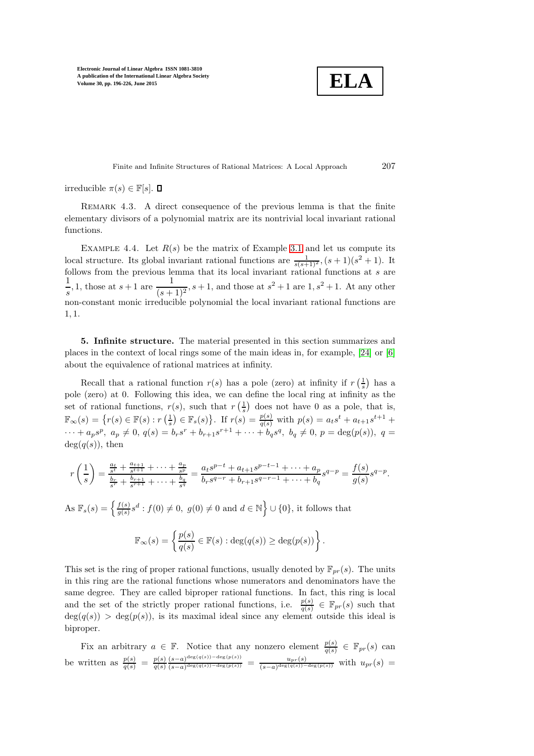irreducible $\pi(s) \in \mathbb{F}[s]$. $\square$

REMARK 4.3. A direct consequence of the previous lemma is that the finite elementary divisors of a polynomial matrix are its nontrivial local invariant rational functions.

EXAMPLE 4.4. Let $R(s)$ be the matrix of Example 3.1 and let us compute its local structure. Its global invariant rational functions are $\frac{1}{s(s+1)^2}, (s+1)(s^2+1)$. It follows from the previous lemma that its local invariant rational functions at $s$ are $\dfrac{1}{s}, 1$, those at $s+1$ are $\dfrac{1}{(s+1)^2}, s+1$, and those at $s^2+1$ are $1, s^2+1$. At any other non-constant monic irreducible polynomial the local invariant rational functions are $1, 1$.

**5. Infinite structure.** The material presented in this section summarizes and places in the context of local rings some of the main ideas in, for example, [24] or [6] about the equivalence of rational matrices at infinity.

Recall that a rational function $r(s)$ has a pole (zero) at infinity if $r\left(\frac{1}{s}\right)$ has a pole (zero) at 0. Following this idea, we can define the local ring at infinity as the set of rational functions, $r(s)$, such that $r\left(\frac{1}{s}\right)$ does not have 0 as a pole, that is, $\mathbb{F}_\infty(s) = \left\{r(s) \in \mathbb{F}(s) : r\left(\frac{1}{s}\right) \in \mathbb{F}_s(s)\right\}$. If $r(s) = \frac{p(s)}{q(s)}$ with $p(s) = a_t s^t + a_{t+1}s^{t+1} + \cdots + a_p s^p,\ a_p \neq 0,\ q(s) = b_r s^r + b_{r+1}s^{r+1} + \cdots + b_q s^q,\ b_q \neq 0,\ p = \deg(p(s)),\ q = \deg(q(s))$, then

$$r\left(\frac{1}{s}\right) = \frac{\frac{a_t}{s^t} + \frac{a_{t+1}}{s^{t+1}} + \cdots + \frac{a_p}{s^p}}{\frac{b_r}{s^r} + \frac{b_{r+1}}{s^{r+1}} + \cdots + \frac{b_q}{s^q}} = \frac{a_t s^{p-t} + a_{t+1}s^{p-t-1} + \cdots + a_p}{b_r s^{q-r} + b_{r+1}s^{q-r-1} + \cdots + b_q} s^{q-p} = \frac{f(s)}{g(s)} s^{q-p}.$$

As $\mathbb{F}_s(s) = \left\{\frac{f(s)}{g(s)} s^d : f(0) \neq 0,\ g(0) \neq 0 \text{ and } d \in \mathbb{N}\right\} \cup \{0\}$, it follows that

$$\mathbb{F}_\infty(s) = \left\{\frac{p(s)}{q(s)} \in \mathbb{F}(s) : \deg(q(s)) \geq \deg(p(s))\right\}.$$

This set is the ring of proper rational functions, usually denoted by $\mathbb{F}_{pr}(s)$. The units in this ring are the rational functions whose numerators and denominators have the same degree. They are called biproper rational functions. In fact, this ring is local and the set of the strictly proper rational functions, i.e. $\frac{p(s)}{q(s)} \in \mathbb{F}_{pr}(s)$ such that $\deg(q(s)) > \deg(p(s))$, is its maximal ideal since any element outside this ideal is biproper.

Fix an arbitrary $a \in \mathbb{F}$. Notice that any nonzero element $\frac{p(s)}{q(s)} \in \mathbb{F}_{pr}(s)$ can be written as $\frac{p(s)}{q(s)} = \frac{p(s)}{q(s)} \frac{(s-a)^{\deg(q(s))-\deg(p(s))}}{(s-a)^{\deg(q(s))-\deg(p(s))}} = \frac{u_{pr}(s)}{(s-a)^{\deg(q(s))-\deg(p(s))}}$ with $u_{pr}(s) =$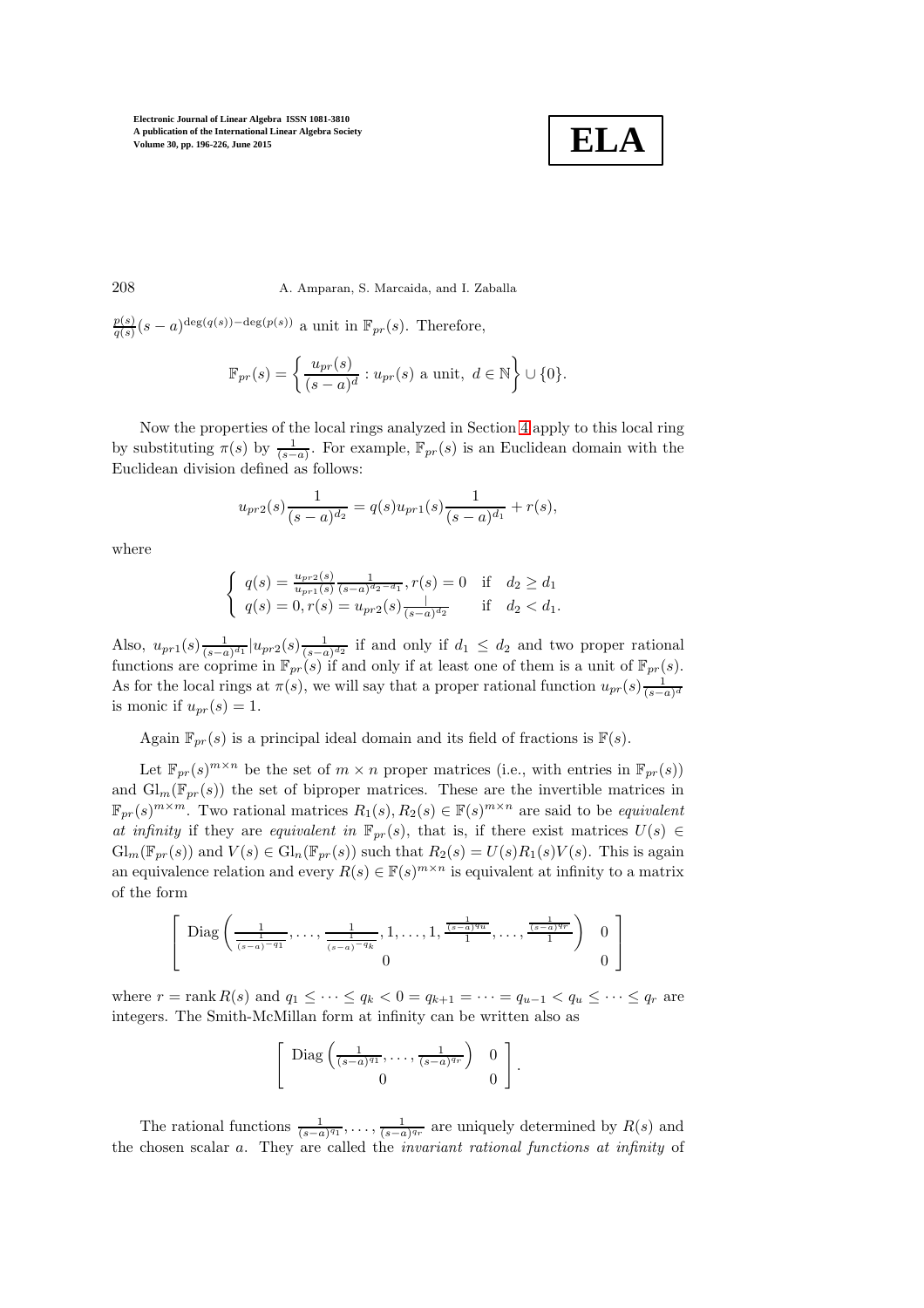$\frac{p(s)}{q(s)}(s-a)^{\deg(q(s))-\deg(p(s))}$ a unit in $\mathbb{F}_{pr}(s)$. Therefore,

$$\mathbb{F}_{pr}(s) = \left\{ \frac{u_{pr}(s)}{(s-a)^d} : u_{pr}(s) \text{ a unit, } d \in \mathbb{N} \right\} \cup \{0\}.$$

Now the properties of the local rings analyzed in Section 4 apply to this local ring by substituting $\pi(s)$ by $\frac{1}{(s-a)}$. For example, $\mathbb{F}_{pr}(s)$ is an Euclidean domain with the Euclidean division defined as follows:

$$u_{pr2}(s)\frac{1}{(s-a)^{d_2}} = q(s)u_{pr1}(s)\frac{1}{(s-a)^{d_1}} + r(s),$$

where

$$\begin{cases} q(s) = \frac{u_{pr2}(s)}{u_{pr1}(s)}\frac{1}{(s-a)^{d_2-d_1}}, r(s) = 0 & \text{if } \; d_2 \geq d_1 \\ q(s) = 0, r(s) = u_{pr2}(s)\frac{1}{(s-a)^{d_2}} & \text{if } \; d_2 < d_1. \end{cases}$$

Also, $u_{pr1}(s)\frac{1}{(s-a)^{d_1}} | u_{pr2}(s)\frac{1}{(s-a)^{d_2}}$ if and only if $d_1 \leq d_2$ and two proper rational functions are coprime in $\mathbb{F}_{pr}(s)$ if and only if at least one of them is a unit of $\mathbb{F}_{pr}(s)$. As for the local rings at $\pi(s)$, we will say that a proper rational function $u_{pr}(s)\frac{1}{(s-a)^d}$ is monic if $u_{pr}(s) = 1$.

Again $\mathbb{F}_{pr}(s)$ is a principal ideal domain and its field of fractions is $\mathbb{F}(s)$.

Let $\mathbb{F}_{pr}(s)^{m\times n}$ be the set of $m \times n$ proper matrices (i.e., with entries in $\mathbb{F}_{pr}(s)$) and $\mathrm{Gl}_m(\mathbb{F}_{pr}(s))$ the set of biproper matrices. These are the invertible matrices in $\mathbb{F}_{pr}(s)^{m\times m}$. Two rational matrices $R_1(s), R_2(s) \in \mathbb{F}(s)^{m\times n}$ are said to be *equivalent at infinity* if they are *equivalent in* $\mathbb{F}_{pr}(s)$, that is, if there exist matrices $U(s) \in \mathrm{Gl}_m(\mathbb{F}_{pr}(s))$ and $V(s) \in \mathrm{Gl}_n(\mathbb{F}_{pr}(s))$ such that $R_2(s) = U(s)R_1(s)V(s)$. This is again an equivalence relation and every $R(s) \in \mathbb{F}(s)^{m\times n}$ is equivalent at infinity to a matrix of the form

$$\begin{bmatrix} \mathrm{Diag}\left(\frac{1}{\frac{1}{(s-a)^{-q_1}}}, \ldots, \frac{1}{\frac{1}{(s-a)^{-q_k}}}, 1, \ldots, 1, \frac{\frac{1}{(s-a)^{q_u}}}{1}, \ldots, \frac{\frac{1}{(s-a)^{q_r}}}{1}\right) & 0 \\ 0 & 0 \end{bmatrix}$$

where $r = \operatorname{rank} R(s)$ and $q_1 \leq \cdots \leq q_k < 0 = q_{k+1} = \cdots = q_{u-1} < q_u \leq \cdots \leq q_r$ are integers. The Smith-McMillan form at infinity can be written also as

$$\begin{bmatrix} \mathrm{Diag}\left(\frac{1}{(s-a)^{q_1}}, \ldots, \frac{1}{(s-a)^{q_r}}\right) & 0 \\ 0 & 0 \end{bmatrix}.$$

The rational functions $\frac{1}{(s-a)^{q_1}}, \ldots, \frac{1}{(s-a)^{q_r}}$ are uniquely determined by $R(s)$ and the chosen scalar $a$. They are called the *invariant rational functions at infinity* of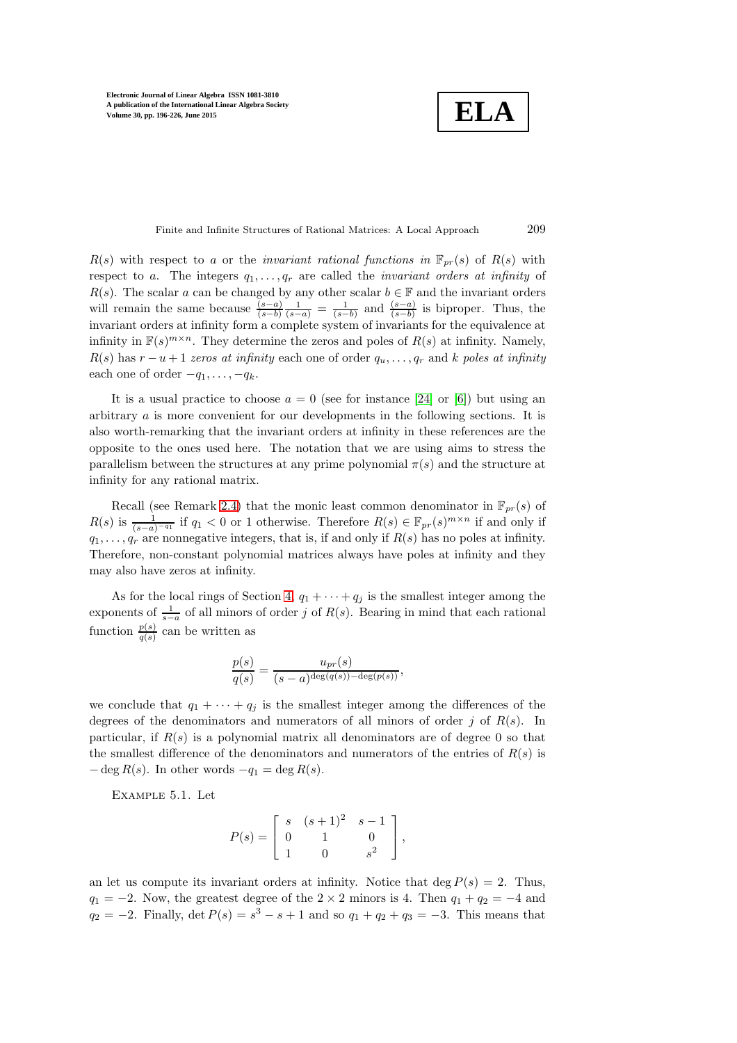$R(s)$ with respect to $a$ or the *invariant rational functions in* $\mathbb{F}_{pr}(s)$ of $R(s)$ with respect to $a$. The integers $q_1, \ldots, q_r$ are called the *invariant orders at infinity* of $R(s)$. The scalar $a$ can be changed by any other scalar $b \in \mathbb{F}$ and the invariant orders will remain the same because $\frac{(s-a)}{(s-b)} \frac{1}{(s-a)} = \frac{1}{(s-b)}$ and $\frac{(s-a)}{(s-b)}$ is biproper. Thus, the invariant orders at infinity form a complete system of invariants for the equivalence at infinity in $\mathbb{F}(s)^{m\times n}$. They determine the zeros and poles of $R(s)$ at infinity. Namely, $R(s)$ has $r - u + 1$ *zeros at infinity* each one of order $q_u, \ldots, q_r$ and $k$ *poles at infinity* each one of order $-q_1, \ldots, -q_k$.

It is a usual practice to choose $a = 0$ (see for instance [24] or [6]) but using an arbitrary $a$ is more convenient for our developments in the following sections. It is also worth-remarking that the invariant orders at infinity in these references are the opposite to the ones used here. The notation that we are using aims to stress the parallelism between the structures at any prime polynomial $\pi(s)$ and the structure at infinity for any rational matrix.

Recall (see Remark 2.4) that the monic least common denominator in $\mathbb{F}_{pr}(s)$ of $R(s)$ is $\frac{1}{(s-a)^{-q_1}}$ if $q_1 < 0$ or 1 otherwise. Therefore $R(s) \in \mathbb{F}_{pr}(s)^{m\times n}$ if and only if $q_1, \ldots, q_r$ are nonnegative integers, that is, if and only if $R(s)$ has no poles at infinity. Therefore, non-constant polynomial matrices always have poles at infinity and they may also have zeros at infinity.

As for the local rings of Section 4, $q_1 + \cdots + q_j$ is the smallest integer among the exponents of $\frac{1}{s-a}$ of all minors of order $j$ of $R(s)$. Bearing in mind that each rational function $\frac{p(s)}{q(s)}$ can be written as

$$\frac{p(s)}{q(s)} = \frac{u_{pr}(s)}{(s-a)^{\deg(q(s)) - \deg(p(s))}},$$

we conclude that $q_1 + \cdots + q_j$ is the smallest integer among the differences of the degrees of the denominators and numerators of all minors of order $j$ of $R(s)$. In particular, if $R(s)$ is a polynomial matrix all denominators are of degree 0 so that the smallest difference of the denominators and numerators of the entries of $R(s)$ is $-\deg R(s)$. In other words $-q_1 = \deg R(s)$.

Example 5.1. Let

$$P(s) = \begin{bmatrix} s & (s+1)^2 & s-1 \\ 0 & 1 & 0 \\ 1 & 0 & s^2 \end{bmatrix},$$

an let us compute its invariant orders at infinity. Notice that $\deg P(s) = 2$. Thus, $q_1 = -2$. Now, the greatest degree of the $2 \times 2$ minors is 4. Then $q_1 + q_2 = -4$ and $q_2 = -2$. Finally, $\det P(s) = s^3 - s + 1$ and so $q_1 + q_2 + q_3 = -3$. This means that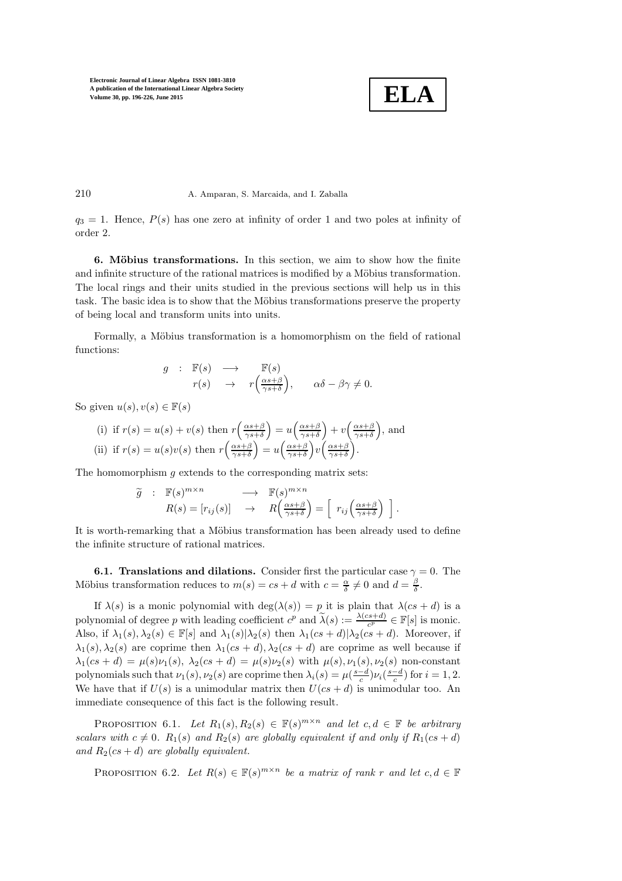$q_3 = 1$. Hence, $P(s)$ has one zero at infinity of order 1 and two poles at infinity of order 2.

**6. Möbius transformations.** In this section, we aim to show how the finite and infinite structure of the rational matrices is modified by a Möbius transformation. The local rings and their units studied in the previous sections will help us in this task. The basic idea is to show that the Möbius transformations preserve the property of being local and transform units into units.

Formally, a Möbius transformation is a homomorphism on the field of rational functions:

$$g \;:\; \begin{array}{ccc} \mathbb{F}(s) & \longrightarrow & \mathbb{F}(s) \\ r(s) & \rightarrow & r\Big(\frac{\alpha s+\beta}{\gamma s+\delta}\Big), \end{array} \qquad \alpha\delta - \beta\gamma \neq 0.$$

So given $u(s), v(s) \in \mathbb{F}(s)$

(i) if $r(s) = u(s) + v(s)$ then $r\Big(\frac{\alpha s+\beta}{\gamma s+\delta}\Big) = u\Big(\frac{\alpha s+\beta}{\gamma s+\delta}\Big) + v\Big(\frac{\alpha s+\beta}{\gamma s+\delta}\Big)$, and

(ii) if $r(s) = u(s)v(s)$ then $r\Big(\frac{\alpha s+\beta}{\gamma s+\delta}\Big) = u\Big(\frac{\alpha s+\beta}{\gamma s+\delta}\Big)v\Big(\frac{\alpha s+\beta}{\gamma s+\delta}\Big)$.

The homomorphism $g$ extends to the corresponding matrix sets:

$$\widetilde{g} \;:\; \begin{array}{ccc} \mathbb{F}(s)^{m\times n} & \longrightarrow & \mathbb{F}(s)^{m\times n} \\ R(s) = [r_{ij}(s)] & \rightarrow & R\Big(\frac{\alpha s+\beta}{\gamma s+\delta}\Big) = \Big[\; r_{ij}\Big(\frac{\alpha s+\beta}{\gamma s+\delta}\Big) \;\Big]. \end{array}$$

It is worth-remarking that a Möbius transformation has been already used to define the infinite structure of rational matrices.

**6.1. Translations and dilations.** Consider first the particular case $\gamma = 0$. The Möbius transformation reduces to $m(s) = cs + d$ with $c = \frac{\alpha}{\delta} \neq 0$ and $d = \frac{\beta}{\delta}$.

If $\lambda(s)$ is a monic polynomial with $\deg(\lambda(s)) = p$ it is plain that $\lambda(cs + d)$ is a polynomial of degree $p$ with leading coefficient $c^p$ and $\widetilde{\lambda}(s) := \frac{\lambda(cs+d)}{c^p} \in \mathbb{F}[s]$ is monic. Also, if $\lambda_1(s), \lambda_2(s) \in \mathbb{F}[s]$ and $\lambda_1(s)|\lambda_2(s)$ then $\lambda_1(cs + d)|\lambda_2(cs + d)$. Moreover, if $\lambda_1(s), \lambda_2(s)$ are coprime then $\lambda_1(cs + d), \lambda_2(cs + d)$ are coprime as well because if $\lambda_1(cs + d) = \mu(s)\nu_1(s)$, $\lambda_2(cs + d) = \mu(s)\nu_2(s)$ with $\mu(s), \nu_1(s), \nu_2(s)$ non-constant polynomials such that $\nu_1(s), \nu_2(s)$ are coprime then $\lambda_i(s) = \mu(\frac{s-d}{c})\nu_i(\frac{s-d}{c})$ for $i = 1, 2$. We have that if $U(s)$ is a unimodular matrix then $U(cs + d)$ is unimodular too. An immediate consequence of this fact is the following result.

Proposition 6.1. *Let $R_1(s), R_2(s) \in \mathbb{F}(s)^{m\times n}$ and let $c, d \in \mathbb{F}$ be arbitrary scalars with $c \neq 0$. $R_1(s)$ and $R_2(s)$ are globally equivalent if and only if $R_1(cs + d)$ and $R_2(cs + d)$ are globally equivalent.*

Proposition 6.2. *Let $R(s) \in \mathbb{F}(s)^{m\times n}$ be a matrix of rank $r$ and let $c, d \in \mathbb{F}$*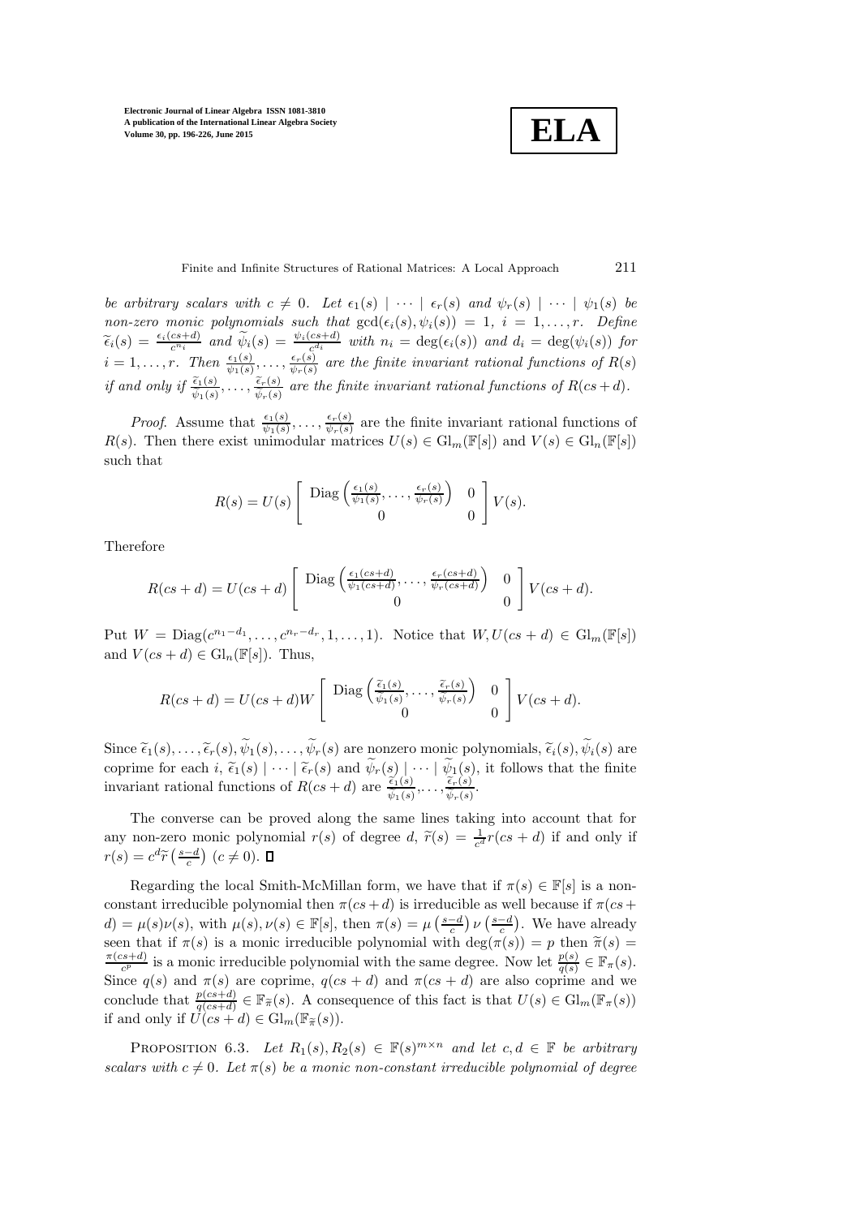*be arbitrary scalars with $c \neq 0$. Let $\epsilon_1(s) \mid \cdots \mid \epsilon_r(s)$ and $\psi_r(s) \mid \cdots \mid \psi_1(s)$ be non-zero monic polynomials such that $\gcd(\epsilon_i(s), \psi_i(s)) = 1$, $i = 1, \ldots, r$. Define $\widetilde{\epsilon}_i(s) = \frac{\epsilon_i(cs+d)}{c^{n_i}}$ and $\widetilde{\psi}_i(s) = \frac{\psi_i(cs+d)}{c^{d_i}}$ with $n_i = \deg(\epsilon_i(s))$ and $d_i = \deg(\psi_i(s))$ for $i = 1, \ldots, r$. Then $\frac{\epsilon_1(s)}{\psi_1(s)}, \ldots, \frac{\epsilon_r(s)}{\psi_r(s)}$ are the finite invariant rational functions of $R(s)$ if and only if $\frac{\widetilde{\epsilon}_1(s)}{\widetilde{\psi}_1(s)}, \ldots, \frac{\widetilde{\epsilon}_r(s)}{\widetilde{\psi}_r(s)}$ are the finite invariant rational functions of $R(cs+d)$.*

*Proof.* Assume that $\frac{\epsilon_1(s)}{\psi_1(s)}, \ldots, \frac{\epsilon_r(s)}{\psi_r(s)}$ are the finite invariant rational functions of $R(s)$. Then there exist unimodular matrices $U(s) \in \mathrm{Gl}_m(\mathbb{F}[s])$ and $V(s) \in \mathrm{Gl}_n(\mathbb{F}[s])$ such that

$$R(s) = U(s) \begin{bmatrix} \mathrm{Diag}\left(\frac{\epsilon_1(s)}{\psi_1(s)}, \ldots, \frac{\epsilon_r(s)}{\psi_r(s)}\right) & 0 \\ 0 & 0 \end{bmatrix} V(s).$$

Therefore

$$R(cs+d) = U(cs+d) \begin{bmatrix} \mathrm{Diag}\left(\frac{\epsilon_1(cs+d)}{\psi_1(cs+d)}, \ldots, \frac{\epsilon_r(cs+d)}{\psi_r(cs+d)}\right) & 0 \\ 0 & 0 \end{bmatrix} V(cs+d).$$

Put $W = \mathrm{Diag}(c^{n_1-d_1}, \ldots, c^{n_r-d_r}, 1, \ldots, 1)$. Notice that $W, U(cs+d) \in \mathrm{Gl}_m(\mathbb{F}[s])$ and $V(cs+d) \in \mathrm{Gl}_n(\mathbb{F}[s])$. Thus,

$$R(cs+d) = U(cs+d) W \begin{bmatrix} \mathrm{Diag}\left(\frac{\widetilde{\epsilon}_1(s)}{\widetilde{\psi}_1(s)}, \ldots, \frac{\widetilde{\epsilon}_r(s)}{\widetilde{\psi}_r(s)}\right) & 0 \\ 0 & 0 \end{bmatrix} V(cs+d).$$

Since $\widetilde{\epsilon}_1(s), \ldots, \widetilde{\epsilon}_r(s), \widetilde{\psi}_1(s), \ldots, \widetilde{\psi}_r(s)$ are nonzero monic polynomials, $\widetilde{\epsilon}_i(s), \widetilde{\psi}_i(s)$ are coprime for each $i$, $\widetilde{\epsilon}_1(s) \mid \cdots \mid \widetilde{\epsilon}_r(s)$ and $\widetilde{\psi}_r(s) \mid \cdots \mid \widetilde{\psi}_1(s)$, it follows that the finite invariant rational functions of $R(cs+d)$ are $\frac{\widetilde{\epsilon}_1(s)}{\widetilde{\psi}_1(s)}, \ldots, \frac{\widetilde{\epsilon}_r(s)}{\widetilde{\psi}_r(s)}$.

The converse can be proved along the same lines taking into account that for any non-zero monic polynomial $r(s)$ of degree $d$, $\widetilde{r}(s) = \frac{1}{c^d} r(cs+d)$ if and only if $r(s) = c^d \widetilde{r}\left(\frac{s-d}{c}\right)$ ($c \neq 0$). ∎

Regarding the local Smith-McMillan form, we have that if $\pi(s) \in \mathbb{F}[s]$ is a non-constant irreducible polynomial then $\pi(cs+d)$ is irreducible as well because if $\pi(cs+d) = \mu(s)\nu(s)$, with $\mu(s), \nu(s) \in \mathbb{F}[s]$, then $\pi(s) = \mu\left(\frac{s-d}{c}\right) \nu\left(\frac{s-d}{c}\right)$. We have already seen that if $\pi(s)$ is a monic irreducible polynomial with $\deg(\pi(s)) = p$ then $\widetilde{\pi}(s) = \frac{\pi(cs+d)}{c^p}$ is a monic irreducible polynomial with the same degree. Now let $\frac{p(s)}{q(s)} \in \mathbb{F}_\pi(s)$. Since $q(s)$ and $\pi(s)$ are coprime, $q(cs+d)$ and $\pi(cs+d)$ are also coprime and we conclude that $\frac{p(cs+d)}{q(cs+d)} \in \mathbb{F}_{\widetilde{\pi}}(s)$. A consequence of this fact is that $U(s) \in \mathrm{Gl}_m(\mathbb{F}_\pi(s))$ if and only if $U(cs+d) \in \mathrm{Gl}_m(\mathbb{F}_{\widetilde{\pi}}(s))$.

Proposition 6.3. *Let $R_1(s), R_2(s) \in \mathbb{F}(s)^{m \times n}$ and let $c, d \in \mathbb{F}$ be arbitrary scalars with $c \neq 0$. Let $\pi(s)$ be a monic non-constant irreducible polynomial of degree*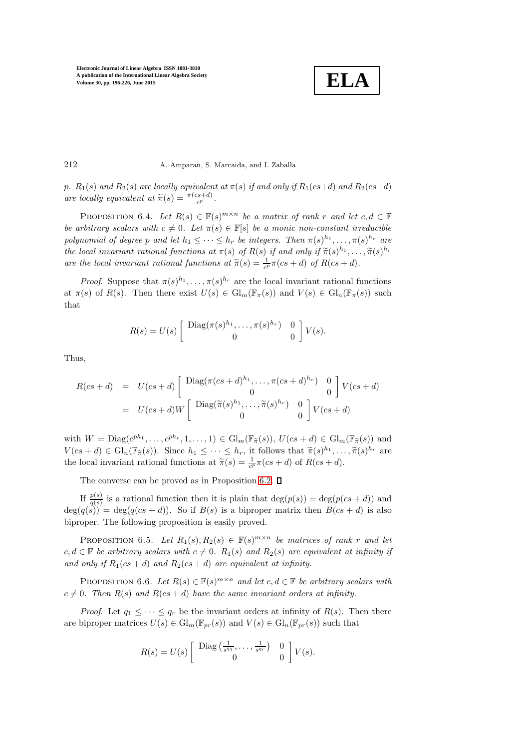*p*. $R_1(s)$ *and* $R_2(s)$ *are locally equivalent at* $\pi(s)$ *if and only if* $R_1(cs+d)$ *and* $R_2(cs+d)$ *are locally equivalent at* $\widetilde{\pi}(s) = \frac{\pi(cs+d)}{c^p}$.

Proposition 6.4. *Let* $R(s) \in \mathbb{F}(s)^{m\times n}$ *be a matrix of rank* $r$ *and let* $c, d \in \mathbb{F}$ *be arbitrary scalars with* $c \neq 0$. *Let* $\pi(s) \in \mathbb{F}[s]$ *be a monic non-constant irreducible polynomial of degree* $p$ *and let* $h_1 \leq \cdots \leq h_r$ *be integers. Then* $\pi(s)^{h_1}, \dots, \pi(s)^{h_r}$ *are the local invariant rational functions at* $\pi(s)$ *of* $R(s)$ *if and only if* $\widetilde{\pi}(s)^{h_1}, \dots, \widetilde{\pi}(s)^{h_r}$ *are the local invariant rational functions at* $\widetilde{\pi}(s) = \frac{1}{c^p}\pi(cs+d)$ *of* $R(cs+d)$.

*Proof*. Suppose that $\pi(s)^{h_1}, \dots, \pi(s)^{h_r}$ are the local invariant rational functions at $\pi(s)$ of $R(s)$. Then there exist $U(s) \in \mathrm{Gl}_m(\mathbb{F}_\pi(s))$ and $V(s) \in \mathrm{Gl}_n(\mathbb{F}_\pi(s))$ such that

$$R(s) = U(s) \begin{bmatrix} \mathrm{Diag}(\pi(s)^{h_1}, \dots, \pi(s)^{h_r}) & 0 \\ 0 & 0 \end{bmatrix} V(s).$$

Thus,

$$\begin{aligned} R(cs+d) &= U(cs+d) \begin{bmatrix} \mathrm{Diag}(\pi(cs+d)^{h_1}, \dots, \pi(cs+d)^{h_r}) & 0 \\ 0 & 0 \end{bmatrix} V(cs+d) \\ &= U(cs+d) W \begin{bmatrix} \mathrm{Diag}(\widetilde{\pi}(s)^{h_1}, \dots, \widetilde{\pi}(s)^{h_r}) & 0 \\ 0 & 0 \end{bmatrix} V(cs+d) \end{aligned}$$

with $W = \mathrm{Diag}(c^{ph_1}, \dots, c^{ph_r}, 1, \dots, 1) \in \mathrm{Gl}_m(\mathbb{F}_{\widetilde{\pi}}(s))$, $U(cs+d) \in \mathrm{Gl}_m(\mathbb{F}_{\widetilde{\pi}}(s))$ and $V(cs+d) \in \mathrm{Gl}_n(\mathbb{F}_{\widetilde{\pi}}(s))$. Since $h_1 \leq \cdots \leq h_r$, it follows that $\widetilde{\pi}(s)^{h_1}, \dots, \widetilde{\pi}(s)^{h_r}$ are the local invariant rational functions at $\widetilde{\pi}(s) = \frac{1}{c^p}\pi(cs+d)$ of $R(cs+d)$.

The converse can be proved as in Proposition 6.2. ∎

If $\frac{p(s)}{q(s)}$ is a rational function then it is plain that $\deg(p(s)) = \deg(p(cs+d))$ and $\deg(q(s)) = \deg(q(cs+d))$. So if $B(s)$ is a biproper matrix then $B(cs+d)$ is also biproper. The following proposition is easily proved.

Proposition 6.5. *Let* $R_1(s), R_2(s) \in \mathbb{F}(s)^{m\times n}$ *be matrices of rank* $r$ *and let* $c, d \in \mathbb{F}$ *be arbitrary scalars with* $c \neq 0$. $R_1(s)$ *and* $R_2(s)$ *are equivalent at infinity if and only if* $R_1(cs+d)$ *and* $R_2(cs+d)$ *are equivalent at infinity.*

Proposition 6.6. *Let* $R(s) \in \mathbb{F}(s)^{m\times n}$ *and let* $c, d \in \mathbb{F}$ *be arbitrary scalars with* $c \neq 0$. *Then* $R(s)$ *and* $R(cs+d)$ *have the same invariant orders at infinity.*

*Proof*. Let $q_1 \leq \cdots \leq q_r$ be the invariant orders at infinity of $R(s)$. Then there are biproper matrices $U(s) \in \mathrm{Gl}_m(\mathbb{F}_{pr}(s))$ and $V(s) \in \mathrm{Gl}_n(\mathbb{F}_{pr}(s))$ such that

$$R(s) = U(s) \begin{bmatrix} \mathrm{Diag}\left(\frac{1}{s^{q_1}}, \dots, \frac{1}{s^{q_r}}\right) & 0 \\ 0 & 0 \end{bmatrix} V(s).$$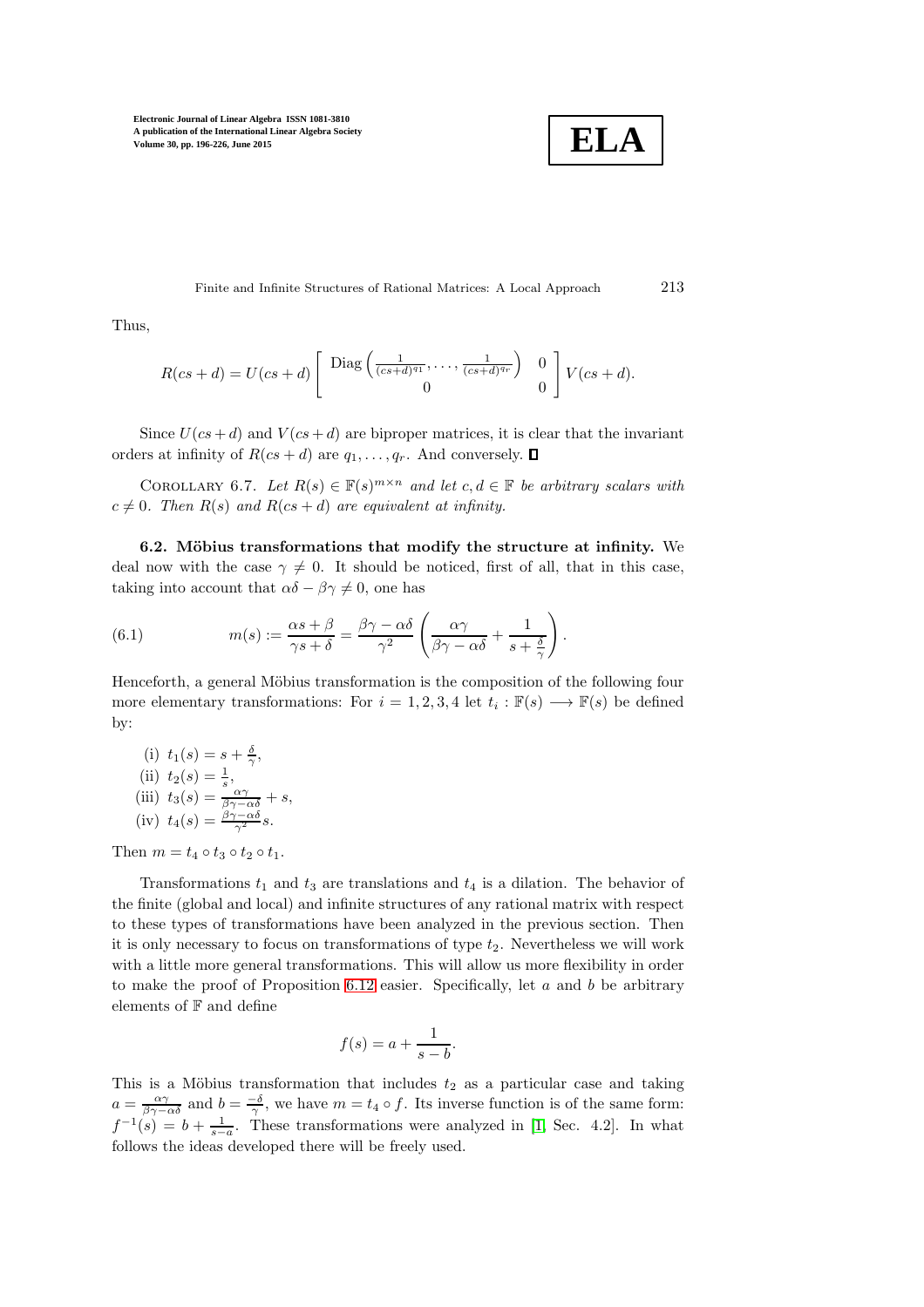Thus,

$$R(cs+d) = U(cs+d) \begin{bmatrix} \operatorname{Diag}\left(\frac{1}{(cs+d)^{q_1}}, \ldots, \frac{1}{(cs+d)^{q_r}}\right) & 0 \\ 0 & 0 \end{bmatrix} V(cs+d).$$

Since $U(cs+d)$ and $V(cs+d)$ are biproper matrices, it is clear that the invariant orders at infinity of $R(cs+d)$ are $q_1, \ldots, q_r$. And conversely. ∎

Corollary 6.7. *Let $R(s) \in \mathbb{F}(s)^{m\times n}$ and let $c, d \in \mathbb{F}$ be arbitrary scalars with $c \neq 0$. Then $R(s)$ and $R(cs+d)$ are equivalent at infinity.*

**6.2. Möbius transformations that modify the structure at infinity.** We deal now with the case $\gamma \neq 0$. It should be noticed, first of all, that in this case, taking into account that $\alpha\delta - \beta\gamma \neq 0$, one has

$$m(s) := \frac{\alpha s + \beta}{\gamma s + \delta} = \frac{\beta\gamma - \alpha\delta}{\gamma^2}\left(\frac{\alpha\gamma}{\beta\gamma - \alpha\delta} + \frac{1}{s + \frac{\delta}{\gamma}}\right). \tag{6.1}$$

Henceforth, a general Möbius transformation is the composition of the following four more elementary transformations: For $i = 1, 2, 3, 4$ let $t_i : \mathbb{F}(s) \longrightarrow \mathbb{F}(s)$ be defined by:

(i) $t_1(s) = s + \frac{\delta}{\gamma}$,
(ii) $t_2(s) = \frac{1}{s}$,
(iii) $t_3(s) = \frac{\alpha\gamma}{\beta\gamma - \alpha\delta} + s$,
(iv) $t_4(s) = \frac{\beta\gamma - \alpha\delta}{\gamma^2} s$.

Then $m = t_4 \circ t_3 \circ t_2 \circ t_1$.

Transformations $t_1$ and $t_3$ are translations and $t_4$ is a dilation. The behavior of the finite (global and local) and infinite structures of any rational matrix with respect to these types of transformations have been analyzed in the previous section. Then it is only necessary to focus on transformations of type $t_2$. Nevertheless we will work with a little more general transformations. This will allow us more flexibility in order to make the proof of Proposition 6.12 easier. Specifically, let $a$ and $b$ be arbitrary elements of $\mathbb{F}$ and define

$$f(s) = a + \frac{1}{s - b}.$$

This is a Möbius transformation that includes $t_2$ as a particular case and taking $a = \frac{\alpha\gamma}{\beta\gamma - \alpha\delta}$ and $b = \frac{-\delta}{\gamma}$, we have $m = t_4 \circ f$. Its inverse function is of the same form: $f^{-1}(s) = b + \frac{1}{s-a}$. These transformations were analyzed in [1, Sec. 4.2]. In what follows the ideas developed there will be freely used.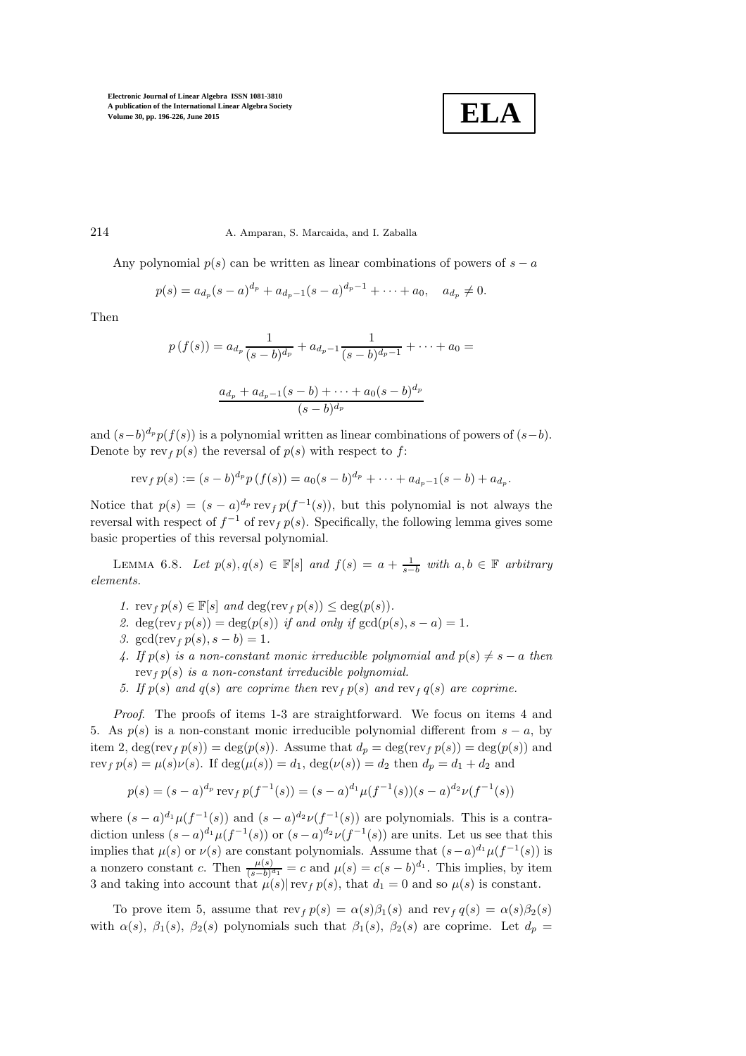Any polynomial $p(s)$ can be written as linear combinations of powers of $s-a$

$$p(s) = a_{d_p}(s-a)^{d_p} + a_{d_p-1}(s-a)^{d_p-1} + \cdots + a_0, \quad a_{d_p} \neq 0.$$

Then

$$p\left(f(s)\right) = a_{d_p}\frac{1}{(s-b)^{d_p}} + a_{d_p-1}\frac{1}{(s-b)^{d_p-1}} + \cdots + a_0 =$$

$$\frac{a_{d_p} + a_{d_p-1}(s-b) + \cdots + a_0(s-b)^{d_p}}{(s-b)^{d_p}}$$

and $(s-b)^{d_p}p(f(s))$ is a polynomial written as linear combinations of powers of $(s-b)$. Denote by $\operatorname{rev}_f p(s)$ the reversal of $p(s)$ with respect to $f$:

$$\operatorname{rev}_f p(s) := (s-b)^{d_p} p\left(f(s)\right) = a_0(s-b)^{d_p} + \cdots + a_{d_p-1}(s-b) + a_{d_p}.$$

Notice that $p(s) = (s-a)^{d_p} \operatorname{rev}_f p(f^{-1}(s))$, but this polynomial is not always the reversal with respect of $f^{-1}$ of $\operatorname{rev}_f p(s)$. Specifically, the following lemma gives some basic properties of this reversal polynomial.

LEMMA 6.8. *Let $p(s), q(s) \in \mathbb{F}[s]$ and $f(s) = a + \frac{1}{s-b}$ with $a, b \in \mathbb{F}$ arbitrary elements.*

1. *$\operatorname{rev}_f p(s) \in \mathbb{F}[s]$ and $\deg(\operatorname{rev}_f p(s)) \leq \deg(p(s))$.*
2. *$\deg(\operatorname{rev}_f p(s)) = \deg(p(s))$ if and only if $\gcd(p(s), s-a) = 1$.*
3. *$\gcd(\operatorname{rev}_f p(s), s-b) = 1$.*
4. *If $p(s)$ is a non-constant monic irreducible polynomial and $p(s) \neq s-a$ then $\operatorname{rev}_f p(s)$ is a non-constant irreducible polynomial.*
5. *If $p(s)$ and $q(s)$ are coprime then $\operatorname{rev}_f p(s)$ and $\operatorname{rev}_f q(s)$ are coprime.*

*Proof.* The proofs of items 1-3 are straightforward. We focus on items 4 and 5. As $p(s)$ is a non-constant monic irreducible polynomial different from $s-a$, by item 2, $\deg(\operatorname{rev}_f p(s)) = \deg(p(s))$. Assume that $d_p = \deg(\operatorname{rev}_f p(s)) = \deg(p(s))$ and $\operatorname{rev}_f p(s) = \mu(s)\nu(s)$. If $\deg(\mu(s)) = d_1$, $\deg(\nu(s)) = d_2$ then $d_p = d_1 + d_2$ and

$$p(s) = (s-a)^{d_p} \operatorname{rev}_f p(f^{-1}(s)) = (s-a)^{d_1}\mu(f^{-1}(s))(s-a)^{d_2}\nu(f^{-1}(s))$$

where $(s-a)^{d_1}\mu(f^{-1}(s))$ and $(s-a)^{d_2}\nu(f^{-1}(s))$ are polynomials. This is a contradiction unless $(s-a)^{d_1}\mu(f^{-1}(s))$ or $(s-a)^{d_2}\nu(f^{-1}(s))$ are units. Let us see that this implies that $\mu(s)$ or $\nu(s)$ are constant polynomials. Assume that $(s-a)^{d_1}\mu(f^{-1}(s))$ is a nonzero constant $c$. Then $\frac{\mu(s)}{(s-b)^{d_1}} = c$ and $\mu(s) = c(s-b)^{d_1}$. This implies, by item 3 and taking into account that $\mu(s) | \operatorname{rev}_f p(s)$, that $d_1 = 0$ and so $\mu(s)$ is constant.

To prove item 5, assume that $\operatorname{rev}_f p(s) = \alpha(s)\beta_1(s)$ and $\operatorname{rev}_f q(s) = \alpha(s)\beta_2(s)$ with $\alpha(s)$, $\beta_1(s)$, $\beta_2(s)$ polynomials such that $\beta_1(s)$, $\beta_2(s)$ are coprime. Let $d_p =$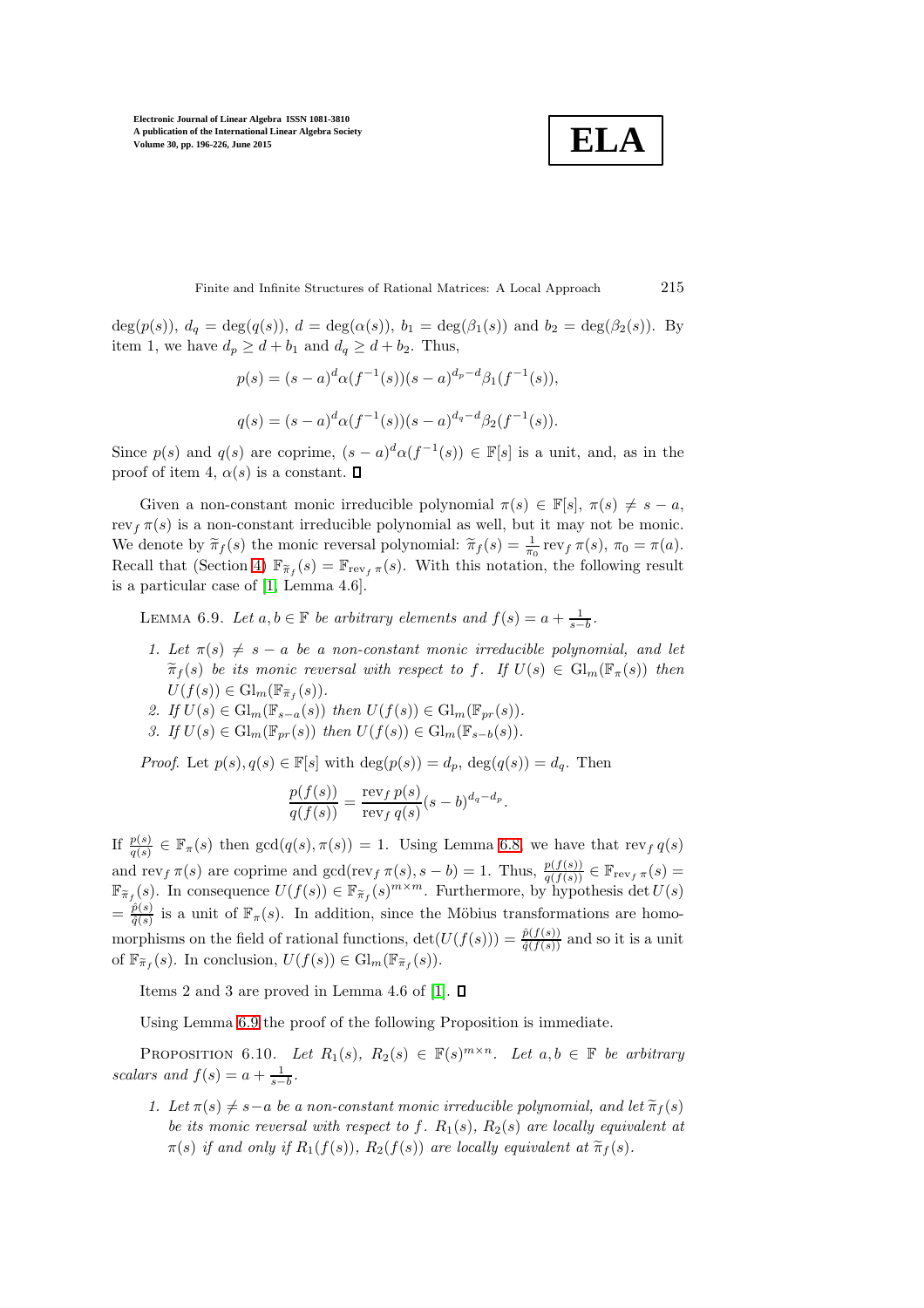$\deg(p(s))$, $d_q = \deg(q(s))$, $d = \deg(\alpha(s))$, $b_1 = \deg(\beta_1(s))$ and $b_2 = \deg(\beta_2(s))$. By item 1, we have $d_p \geq d + b_1$ and $d_q \geq d + b_2$. Thus,

$$p(s) = (s-a)^d \alpha(f^{-1}(s))(s-a)^{d_p - d}\beta_1(f^{-1}(s)),$$

$$q(s) = (s-a)^d \alpha(f^{-1}(s))(s-a)^{d_q - d}\beta_2(f^{-1}(s)).$$

Since $p(s)$ and $q(s)$ are coprime, $(s-a)^d\alpha(f^{-1}(s)) \in \mathbb{F}[s]$ is a unit, and, as in the proof of item 4, $\alpha(s)$ is a constant. $\square$

Given a non-constant monic irreducible polynomial $\pi(s) \in \mathbb{F}[s]$, $\pi(s) \neq s - a$, $\operatorname{rev}_f \pi(s)$ is a non-constant irreducible polynomial as well, but it may not be monic. We denote by $\widetilde{\pi}_f(s)$ the monic reversal polynomial: $\widetilde{\pi}_f(s) = \frac{1}{\pi_0}\operatorname{rev}_f \pi(s)$, $\pi_0 = \pi(a)$. Recall that (Section 4) $\mathbb{F}_{\widetilde{\pi}_f}(s) = \mathbb{F}_{\operatorname{rev}_f \pi}(s)$. With this notation, the following result is a particular case of [1, Lemma 4.6].

LEMMA 6.9. *Let $a, b \in \mathbb{F}$ be arbitrary elements and $f(s) = a + \frac{1}{s-b}$.*

1. *Let $\pi(s) \neq s - a$ be a non-constant monic irreducible polynomial, and let $\widetilde{\pi}_f(s)$ be its monic reversal with respect to $f$. If $U(s) \in \mathrm{Gl}_m(\mathbb{F}_\pi(s))$ then $U(f(s)) \in \mathrm{Gl}_m(\mathbb{F}_{\widetilde{\pi}_f}(s))$.*
2. *If $U(s) \in \mathrm{Gl}_m(\mathbb{F}_{s-a}(s))$ then $U(f(s)) \in \mathrm{Gl}_m(\mathbb{F}_{pr}(s))$.*
3. *If $U(s) \in \mathrm{Gl}_m(\mathbb{F}_{pr}(s))$ then $U(f(s)) \in \mathrm{Gl}_m(\mathbb{F}_{s-b}(s))$.*

*Proof.* Let $p(s), q(s) \in \mathbb{F}[s]$ with $\deg(p(s)) = d_p$, $\deg(q(s)) = d_q$. Then

$$\frac{p(f(s))}{q(f(s))} = \frac{\operatorname{rev}_f p(s)}{\operatorname{rev}_f q(s)}(s-b)^{d_q - d_p}.$$

If $\frac{p(s)}{q(s)} \in \mathbb{F}_\pi(s)$ then $\gcd(q(s), \pi(s)) = 1$. Using Lemma 6.8, we have that $\operatorname{rev}_f q(s)$ and $\operatorname{rev}_f \pi(s)$ are coprime and $\gcd(\operatorname{rev}_f \pi(s), s-b) = 1$. Thus, $\frac{p(f(s))}{q(f(s))} \in \mathbb{F}_{\operatorname{rev}_f \pi}(s) = \mathbb{F}_{\widetilde{\pi}_f}(s)$. In consequence $U(f(s)) \in \mathbb{F}_{\widetilde{\pi}_f}(s)^{m\times m}$. Furthermore, by hypothesis $\det U(s) = \frac{\tilde{p}(s)}{\tilde{q}(s)}$ is a unit of $\mathbb{F}_\pi(s)$. In addition, since the Möbius transformations are homomorphisms on the field of rational functions, $\det(U(f(s))) = \frac{\tilde{p}(f(s))}{\tilde{q}(f(s))}$ and so it is a unit of $\mathbb{F}_{\widetilde{\pi}_f}(s)$. In conclusion, $U(f(s)) \in \mathrm{Gl}_m(\mathbb{F}_{\widetilde{\pi}_f}(s))$.

Items 2 and 3 are proved in Lemma 4.6 of [1]. $\square$

Using Lemma 6.9 the proof of the following Proposition is immediate.

PROPOSITION 6.10. *Let $R_1(s)$, $R_2(s) \in \mathbb{F}(s)^{m\times n}$. Let $a, b \in \mathbb{F}$ be arbitrary scalars and $f(s) = a + \frac{1}{s-b}$.*

1. *Let $\pi(s) \neq s-a$ be a non-constant monic irreducible polynomial, and let $\widetilde{\pi}_f(s)$ be its monic reversal with respect to $f$. $R_1(s)$, $R_2(s)$ are locally equivalent at $\pi(s)$ if and only if $R_1(f(s))$, $R_2(f(s))$ are locally equivalent at $\widetilde{\pi}_f(s)$.*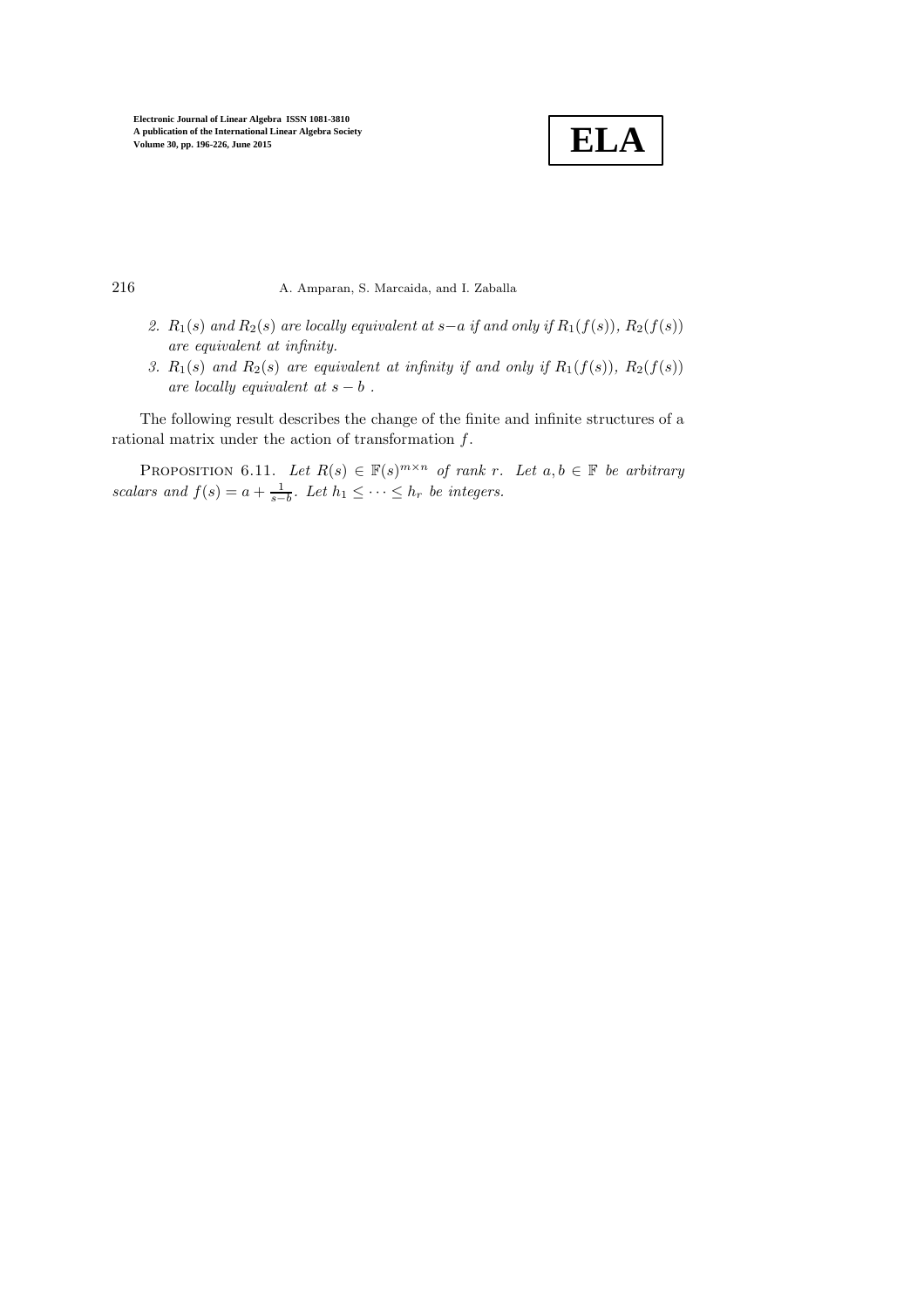2. *$R_1(s)$ and $R_2(s)$ are locally equivalent at $s-a$ if and only if $R_1(f(s))$, $R_2(f(s))$ are equivalent at infinity.*
3. *$R_1(s)$ and $R_2(s)$ are equivalent at infinity if and only if $R_1(f(s))$, $R_2(f(s))$ are locally equivalent at $s-b$ .*

The following result describes the change of the finite and infinite structures of a rational matrix under the action of transformation $f$.

Proposition 6.11. *Let $R(s) \in \mathbb{F}(s)^{m\times n}$ of rank $r$. Let $a, b \in \mathbb{F}$ be arbitrary scalars and $f(s) = a + \frac{1}{s-b}$. Let $h_1 \leq \cdots \leq h_r$ be integers.*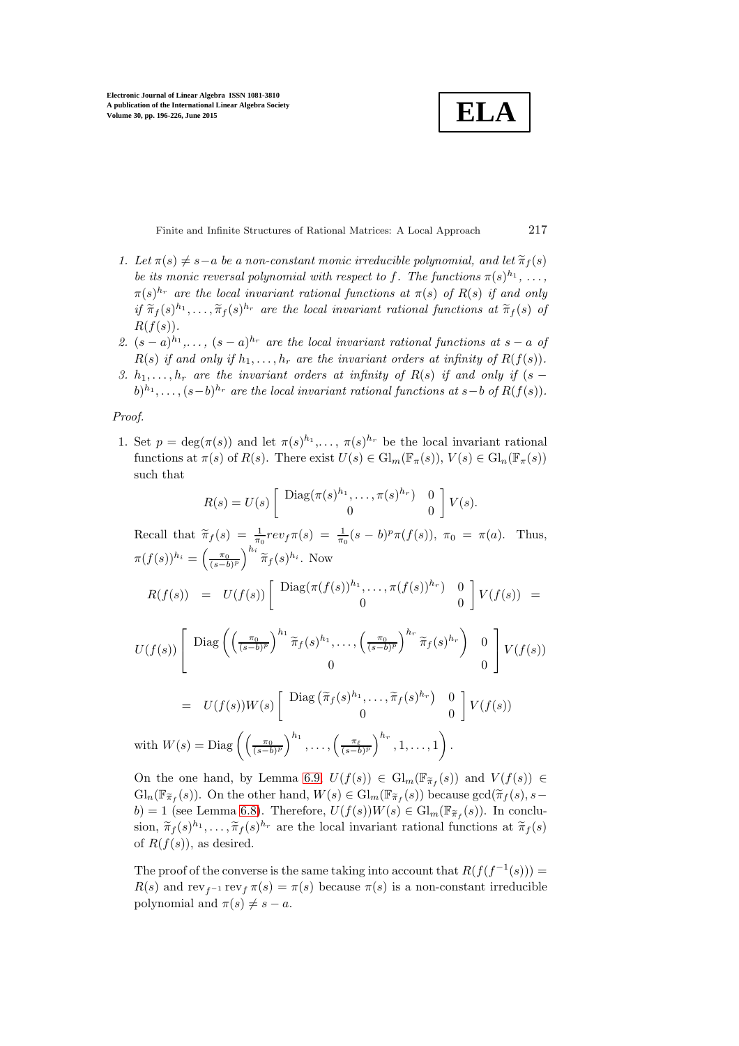1. *Let $\pi(s) \neq s-a$ be a non-constant monic irreducible polynomial, and let $\widetilde{\pi}_f(s)$ be its monic reversal polynomial with respect to $f$. The functions $\pi(s)^{h_1}, \ldots, \pi(s)^{h_r}$ are the local invariant rational functions at $\pi(s)$ of $R(s)$ if and only if $\widetilde{\pi}_f(s)^{h_1}, \ldots, \widetilde{\pi}_f(s)^{h_r}$ are the local invariant rational functions at $\widetilde{\pi}_f(s)$ of $R(f(s))$.*
2. *$(s-a)^{h_1}, \ldots, (s-a)^{h_r}$ are the local invariant rational functions at $s-a$ of $R(s)$ if and only if $h_1, \ldots, h_r$ are the invariant orders at infinity of $R(f(s))$.*
3. *$h_1, \ldots, h_r$ are the invariant orders at infinity of $R(s)$ if and only if $(s-b)^{h_1}, \ldots, (s-b)^{h_r}$ are the local invariant rational functions at $s-b$ of $R(f(s))$.*

*Proof.*

1. Set $p = \deg(\pi(s))$ and let $\pi(s)^{h_1}, \ldots, \pi(s)^{h_r}$ be the local invariant rational functions at $\pi(s)$ of $R(s)$. There exist $U(s) \in \mathrm{Gl}_m(\mathbb{F}_\pi(s))$, $V(s) \in \mathrm{Gl}_n(\mathbb{F}_\pi(s))$ such that

$$R(s) = U(s) \begin{bmatrix} \mathrm{Diag}(\pi(s)^{h_1}, \ldots, \pi(s)^{h_r}) & 0 \\ 0 & 0 \end{bmatrix} V(s).$$

Recall that $\widetilde{\pi}_f(s) = \frac{1}{\pi_0} rev_f \pi(s) = \frac{1}{\pi_0}(s-b)^p \pi(f(s))$, $\pi_0 = \pi(a)$. Thus, $\pi(f(s))^{h_i} = \left(\frac{\pi_0}{(s-b)^p}\right)^{h_i} \widetilde{\pi}_f(s)^{h_i}$. Now

$$R(f(s)) = U(f(s)) \begin{bmatrix} \mathrm{Diag}(\pi(f(s))^{h_1}, \ldots, \pi(f(s))^{h_r}) & 0 \\ 0 & 0 \end{bmatrix} V(f(s)) =$$

$$U(f(s)) \begin{bmatrix} \mathrm{Diag}\left(\left(\frac{\pi_0}{(s-b)^p}\right)^{h_1} \widetilde{\pi}_f(s)^{h_1}, \ldots, \left(\frac{\pi_0}{(s-b)^p}\right)^{h_r} \widetilde{\pi}_f(s)^{h_r}\right) & 0 \\ 0 & 0 \end{bmatrix} V(f(s))$$

$$= U(f(s)) W(s) \begin{bmatrix} \mathrm{Diag}\left(\widetilde{\pi}_f(s)^{h_1}, \ldots, \widetilde{\pi}_f(s)^{h_r}\right) & 0 \\ 0 & 0 \end{bmatrix} V(f(s))$$

with $W(s) = \mathrm{Diag}\left(\left(\frac{\pi_0}{(s-b)^p}\right)^{h_1}, \ldots, \left(\frac{\pi_\ell}{(s-b)^p}\right)^{h_r}, 1, \ldots, 1\right)$.

On the one hand, by Lemma 6.9, $U(f(s)) \in \mathrm{Gl}_m(\mathbb{F}_{\widetilde{\pi}_f}(s))$ and $V(f(s)) \in \mathrm{Gl}_n(\mathbb{F}_{\widetilde{\pi}_f}(s))$. On the other hand, $W(s) \in \mathrm{Gl}_m(\mathbb{F}_{\widetilde{\pi}_f}(s))$ because $\gcd(\widetilde{\pi}_f(s), s-b) = 1$ (see Lemma 6.8). Therefore, $U(f(s))W(s) \in \mathrm{Gl}_m(\mathbb{F}_{\widetilde{\pi}_f}(s))$. In conclusion, $\widetilde{\pi}_f(s)^{h_1}, \ldots, \widetilde{\pi}_f(s)^{h_r}$ are the local invariant rational functions at $\widetilde{\pi}_f(s)$ of $R(f(s))$, as desired.

The proof of the converse is the same taking into account that $R(f(f^{-1}(s))) = R(s)$ and $\mathrm{rev}_{f^{-1}} \mathrm{rev}_f \pi(s) = \pi(s)$ because $\pi(s)$ is a non-constant irreducible polynomial and $\pi(s) \neq s-a$.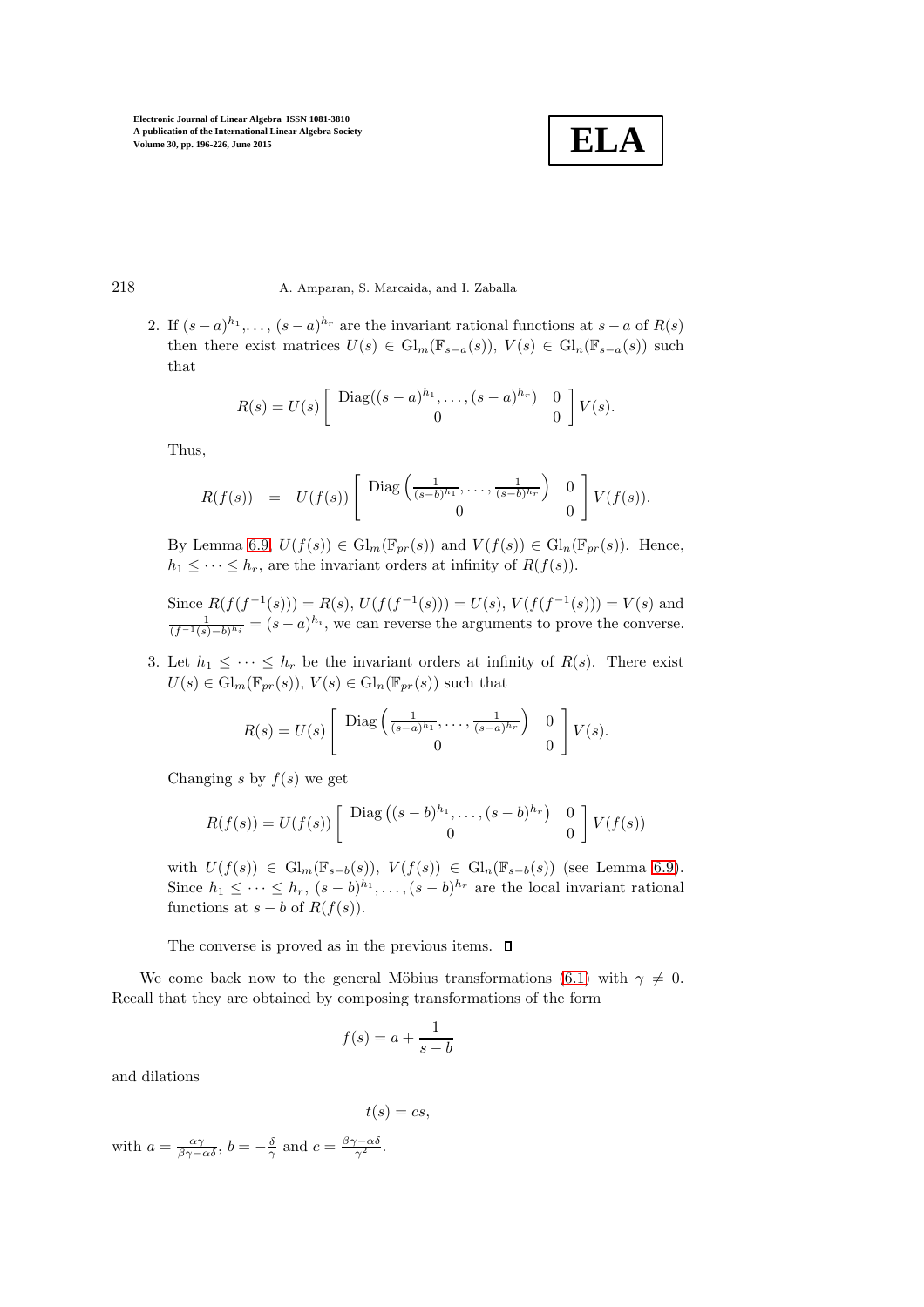2. If $(s-a)^{h_1}$,..., $(s-a)^{h_r}$ are the invariant rational functions at $s-a$ of $R(s)$ then there exist matrices $U(s) \in \mathrm{Gl}_m(\mathbb{F}_{s-a}(s))$, $V(s) \in \mathrm{Gl}_n(\mathbb{F}_{s-a}(s))$ such that

$$R(s) = U(s) \begin{bmatrix} \mathrm{Diag}((s-a)^{h_1}, \ldots, (s-a)^{h_r}) & 0 \\ 0 & 0 \end{bmatrix} V(s).$$

Thus,

$$R(f(s)) \quad = \quad U(f(s)) \begin{bmatrix} \mathrm{Diag}\left(\frac{1}{(s-b)^{h_1}}, \ldots, \frac{1}{(s-b)^{h_r}}\right) & 0 \\ 0 & 0 \end{bmatrix} V(f(s)).$$

By Lemma 6.9, $U(f(s)) \in \mathrm{Gl}_m(\mathbb{F}_{pr}(s))$ and $V(f(s)) \in \mathrm{Gl}_n(\mathbb{F}_{pr}(s))$. Hence, $h_1 \leq \cdots \leq h_r$, are the invariant orders at infinity of $R(f(s))$.

Since $R(f(f^{-1}(s))) = R(s)$, $U(f(f^{-1}(s))) = U(s)$, $V(f(f^{-1}(s))) = V(s)$ and $\frac{1}{(f^{-1}(s)-b)^{h_i}} = (s-a)^{h_i}$, we can reverse the arguments to prove the converse.

3. Let $h_1 \leq \cdots \leq h_r$ be the invariant orders at infinity of $R(s)$. There exist $U(s) \in \mathrm{Gl}_m(\mathbb{F}_{pr}(s))$, $V(s) \in \mathrm{Gl}_n(\mathbb{F}_{pr}(s))$ such that

$$R(s) = U(s) \begin{bmatrix} \mathrm{Diag}\left(\frac{1}{(s-a)^{h_1}}, \ldots, \frac{1}{(s-a)^{h_r}}\right) & 0 \\ 0 & 0 \end{bmatrix} V(s).$$

Changing $s$ by $f(s)$ we get

$$R(f(s)) = U(f(s)) \begin{bmatrix} \mathrm{Diag}\left((s-b)^{h_1}, \ldots, (s-b)^{h_r}\right) & 0 \\ 0 & 0 \end{bmatrix} V(f(s))$$

with $U(f(s)) \in \mathrm{Gl}_m(\mathbb{F}_{s-b}(s))$, $V(f(s)) \in \mathrm{Gl}_n(\mathbb{F}_{s-b}(s))$ (see Lemma 6.9). Since $h_1 \leq \cdots \leq h_r$, $(s-b)^{h_1}, \ldots, (s-b)^{h_r}$ are the local invariant rational functions at $s-b$ of $R(f(s))$.

The converse is proved as in the previous items. ∎

We come back now to the general Möbius transformations (6.1) with $\gamma \neq 0$. Recall that they are obtained by composing transformations of the form

$$f(s) = a + \frac{1}{s-b}$$

and dilations

$$t(s) = cs,$$

with $a = \frac{\alpha\gamma}{\beta\gamma - \alpha\delta}$, $b = -\frac{\delta}{\gamma}$ and $c = \frac{\beta\gamma - \alpha\delta}{\gamma^2}$.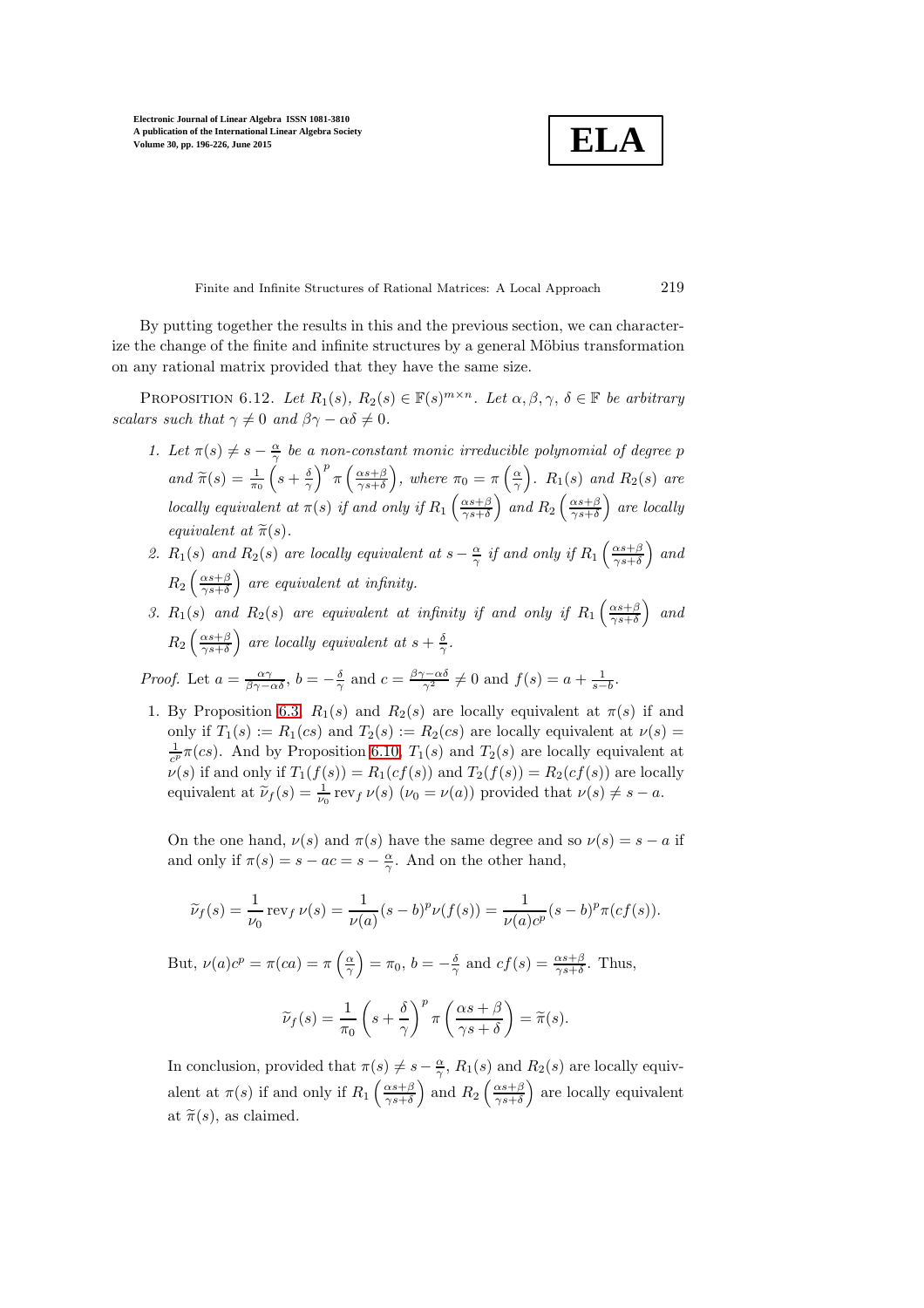By putting together the results in this and the previous section, we can characterize the change of the finite and infinite structures by a general Möbius transformation on any rational matrix provided that they have the same size.

Proposition 6.12. *Let $R_1(s)$, $R_2(s) \in \mathbb{F}(s)^{m\times n}$. Let $\alpha, \beta, \gamma, \delta \in \mathbb{F}$ be arbitrary scalars such that $\gamma \neq 0$ and $\beta\gamma - \alpha\delta \neq 0$.*

1. *Let $\pi(s) \neq s - \frac{\alpha}{\gamma}$ be a non-constant monic irreducible polynomial of degree $p$ and $\widetilde{\pi}(s) = \frac{1}{\pi_0}\left(s + \frac{\delta}{\gamma}\right)^p \pi\left(\frac{\alpha s+\beta}{\gamma s+\delta}\right)$, where $\pi_0 = \pi\left(\frac{\alpha}{\gamma}\right)$. $R_1(s)$ and $R_2(s)$ are locally equivalent at $\pi(s)$ if and only if $R_1\left(\frac{\alpha s+\beta}{\gamma s+\delta}\right)$ and $R_2\left(\frac{\alpha s+\beta}{\gamma s+\delta}\right)$ are locally equivalent at $\widetilde{\pi}(s)$.*
2. *$R_1(s)$ and $R_2(s)$ are locally equivalent at $s - \frac{\alpha}{\gamma}$ if and only if $R_1\left(\frac{\alpha s+\beta}{\gamma s+\delta}\right)$ and $R_2\left(\frac{\alpha s+\beta}{\gamma s+\delta}\right)$ are equivalent at infinity.*
3. *$R_1(s)$ and $R_2(s)$ are equivalent at infinity if and only if $R_1\left(\frac{\alpha s+\beta}{\gamma s+\delta}\right)$ and $R_2\left(\frac{\alpha s+\beta}{\gamma s+\delta}\right)$ are locally equivalent at $s + \frac{\delta}{\gamma}$.*

*Proof.* Let $a = \frac{\alpha\gamma}{\beta\gamma-\alpha\delta}$, $b = -\frac{\delta}{\gamma}$ and $c = \frac{\beta\gamma-\alpha\delta}{\gamma^2} \neq 0$ and $f(s) = a + \frac{1}{s-b}$.

1. By Proposition 6.3, $R_1(s)$ and $R_2(s)$ are locally equivalent at $\pi(s)$ if and only if $T_1(s) := R_1(cs)$ and $T_2(s) := R_2(cs)$ are locally equivalent at $\nu(s) = \frac{1}{c^p}\pi(cs)$. And by Proposition 6.10, $T_1(s)$ and $T_2(s)$ are locally equivalent at $\nu(s)$ if and only if $T_1(f(s)) = R_1(cf(s))$ and $T_2(f(s)) = R_2(cf(s))$ are locally equivalent at $\widetilde{\nu}_f(s) = \frac{1}{\nu_0}\operatorname{rev}_f \nu(s)$ ($\nu_0 = \nu(a)$) provided that $\nu(s) \neq s - a$.

   On the one hand, $\nu(s)$ and $\pi(s)$ have the same degree and so $\nu(s) = s - a$ if and only if $\pi(s) = s - ac = s - \frac{\alpha}{\gamma}$. And on the other hand,

   $$\widetilde{\nu}_f(s) = \frac{1}{\nu_0}\operatorname{rev}_f \nu(s) = \frac{1}{\nu(a)}(s-b)^p\nu(f(s)) = \frac{1}{\nu(a)c^p}(s-b)^p\pi(cf(s)).$$

   But, $\nu(a)c^p = \pi(ca) = \pi\left(\frac{\alpha}{\gamma}\right) = \pi_0$, $b = -\frac{\delta}{\gamma}$ and $cf(s) = \frac{\alpha s+\beta}{\gamma s+\delta}$. Thus,

   $$\widetilde{\nu}_f(s) = \frac{1}{\pi_0}\left(s + \frac{\delta}{\gamma}\right)^p \pi\left(\frac{\alpha s+\beta}{\gamma s+\delta}\right) = \widetilde{\pi}(s).$$

   In conclusion, provided that $\pi(s) \neq s - \frac{\alpha}{\gamma}$, $R_1(s)$ and $R_2(s)$ are locally equivalent at $\pi(s)$ if and only if $R_1\left(\frac{\alpha s+\beta}{\gamma s+\delta}\right)$ and $R_2\left(\frac{\alpha s+\beta}{\gamma s+\delta}\right)$ are locally equivalent at $\widetilde{\pi}(s)$, as claimed.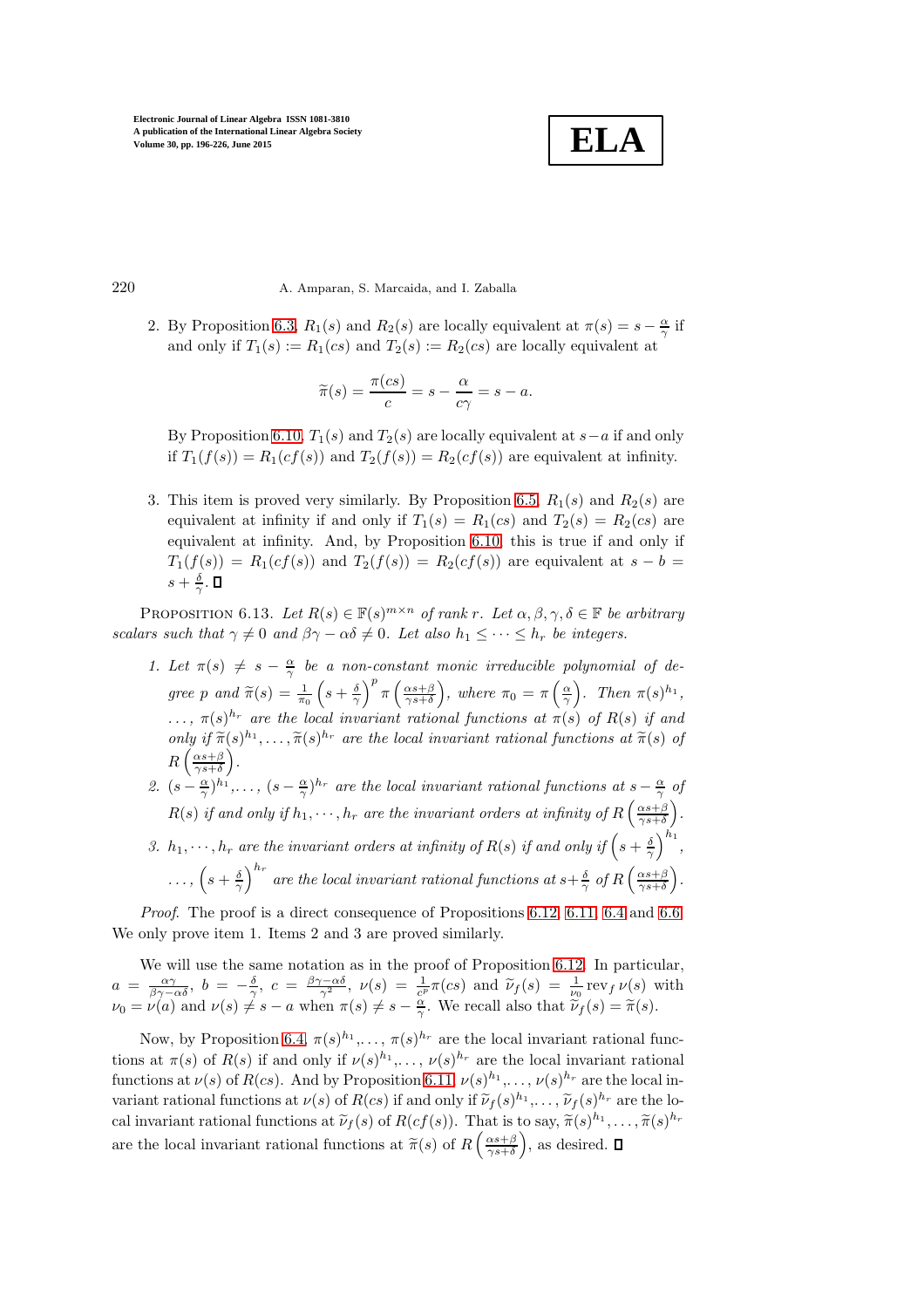2. By Proposition 6.3, $R_1(s)$ and $R_2(s)$ are locally equivalent at $\pi(s) = s - \frac{\alpha}{\gamma}$ if and only if $T_1(s) := R_1(cs)$ and $T_2(s) := R_2(cs)$ are locally equivalent at

$$\widetilde{\pi}(s) = \frac{\pi(cs)}{c} = s - \frac{\alpha}{c\gamma} = s - a.$$

By Proposition 6.10, $T_1(s)$ and $T_2(s)$ are locally equivalent at $s - a$ if and only if $T_1(f(s)) = R_1(cf(s))$ and $T_2(f(s)) = R_2(cf(s))$ are equivalent at infinity.

3. This item is proved very similarly. By Proposition 6.5, $R_1(s)$ and $R_2(s)$ are equivalent at infinity if and only if $T_1(s) = R_1(cs)$ and $T_2(s) = R_2(cs)$ are equivalent at infinity. And, by Proposition 6.10, this is true if and only if $T_1(f(s)) = R_1(cf(s))$ and $T_2(f(s)) = R_2(cf(s))$ are equivalent at $s - b = s + \frac{\delta}{\gamma}$. ∎

Proposition 6.13. *Let $R(s) \in \mathbb{F}(s)^{m \times n}$ of rank $r$. Let $\alpha, \beta, \gamma, \delta \in \mathbb{F}$ be arbitrary scalars such that $\gamma \neq 0$ and $\beta\gamma - \alpha\delta \neq 0$. Let also $h_1 \leq \cdots \leq h_r$ be integers.*

1. *Let $\pi(s) \neq s - \frac{\alpha}{\gamma}$ be a non-constant monic irreducible polynomial of degree $p$ and $\widetilde{\pi}(s) = \frac{1}{\pi_0}\left(s + \frac{\delta}{\gamma}\right)^p \pi\left(\frac{\alpha s + \beta}{\gamma s + \delta}\right)$, where $\pi_0 = \pi\left(\frac{\alpha}{\gamma}\right)$. Then $\pi(s)^{h_1}, \ldots, \pi(s)^{h_r}$ are the local invariant rational functions at $\pi(s)$ of $R(s)$ if and only if $\widetilde{\pi}(s)^{h_1}, \ldots, \widetilde{\pi}(s)^{h_r}$ are the local invariant rational functions at $\widetilde{\pi}(s)$ of $R\left(\frac{\alpha s + \beta}{\gamma s + \delta}\right)$.*
2. *$(s - \frac{\alpha}{\gamma})^{h_1}, \ldots, (s - \frac{\alpha}{\gamma})^{h_r}$ are the local invariant rational functions at $s - \frac{\alpha}{\gamma}$ of $R(s)$ if and only if $h_1, \cdots, h_r$ are the invariant orders at infinity of $R\left(\frac{\alpha s + \beta}{\gamma s + \delta}\right)$.*
3. *$h_1, \cdots, h_r$ are the invariant orders at infinity of $R(s)$ if and only if $\left(s + \frac{\delta}{\gamma}\right)^{h_1}, \ldots, \left(s + \frac{\delta}{\gamma}\right)^{h_r}$ are the local invariant rational functions at $s + \frac{\delta}{\gamma}$ of $R\left(\frac{\alpha s + \beta}{\gamma s + \delta}\right)$.*

*Proof*. The proof is a direct consequence of Propositions 6.12, 6.11, 6.4 and 6.6. We only prove item 1. Items 2 and 3 are proved similarly.

We will use the same notation as in the proof of Proposition 6.12. In particular, $a = \frac{\alpha\gamma}{\beta\gamma - \alpha\delta}$, $b = -\frac{\delta}{\gamma}$, $c = \frac{\beta\gamma - \alpha\delta}{\gamma^2}$, $\nu(s) = \frac{1}{c^p}\pi(cs)$ and $\widetilde{\nu}_f(s) = \frac{1}{\nu_0}\operatorname{rev}_f \nu(s)$ with $\nu_0 = \nu(a)$ and $\nu(s) \neq s - a$ when $\pi(s) \neq s - \frac{\alpha}{\gamma}$. We recall also that $\widetilde{\nu}_f(s) = \widetilde{\pi}(s)$.

Now, by Proposition 6.4, $\pi(s)^{h_1}, \ldots, \pi(s)^{h_r}$ are the local invariant rational functions at $\pi(s)$ of $R(s)$ if and only if $\nu(s)^{h_1}, \ldots, \nu(s)^{h_r}$ are the local invariant rational functions at $\nu(s)$ of $R(cs)$. And by Proposition 6.11, $\nu(s)^{h_1}, \ldots, \nu(s)^{h_r}$ are the local invariant rational functions at $\nu(s)$ of $R(cs)$ if and only if $\widetilde{\nu}_f(s)^{h_1}, \ldots, \widetilde{\nu}_f(s)^{h_r}$ are the local invariant rational functions at $\widetilde{\nu}_f(s)$ of $R(cf(s))$. That is to say, $\widetilde{\pi}(s)^{h_1}, \ldots, \widetilde{\pi}(s)^{h_r}$ are the local invariant rational functions at $\widetilde{\pi}(s)$ of $R\left(\frac{\alpha s + \beta}{\gamma s + \delta}\right)$, as desired. ∎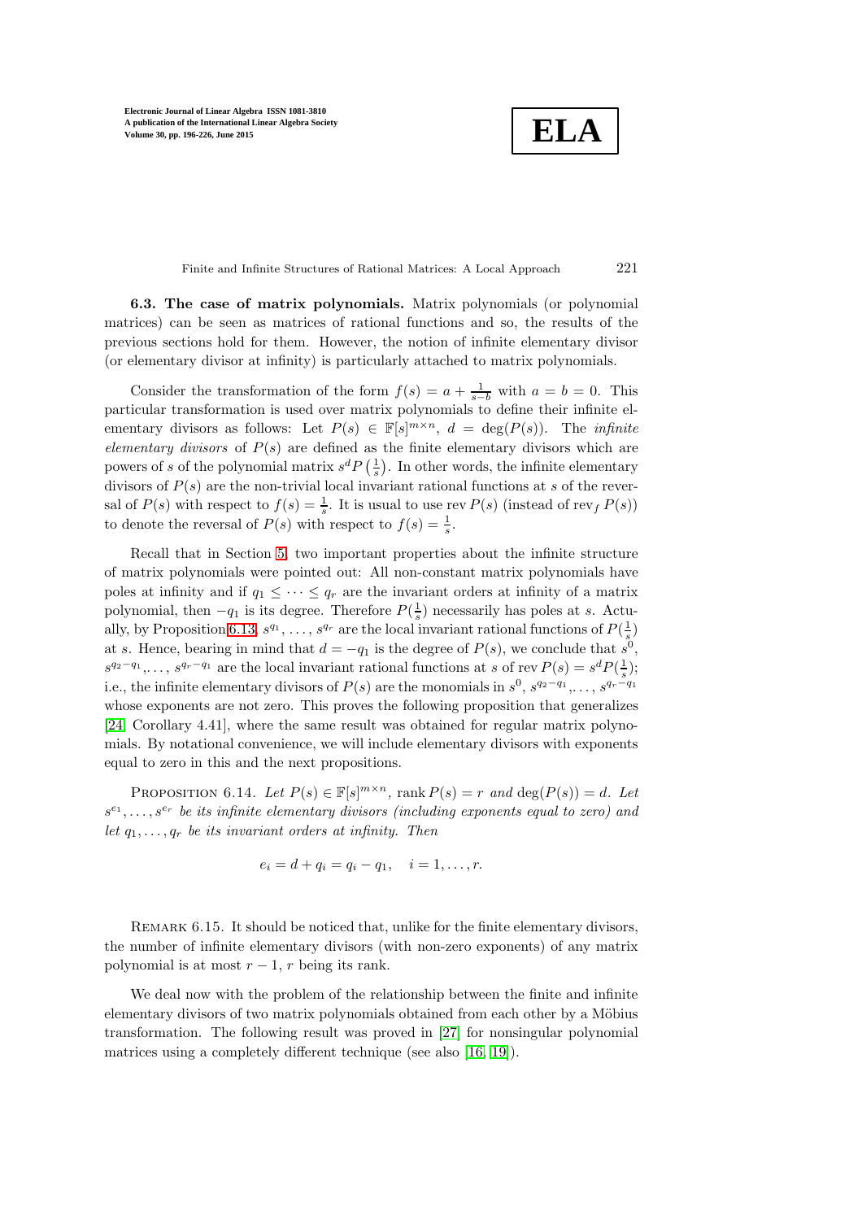**6.3. The case of matrix polynomials.** Matrix polynomials (or polynomial matrices) can be seen as matrices of rational functions and so, the results of the previous sections hold for them. However, the notion of infinite elementary divisor (or elementary divisor at infinity) is particularly attached to matrix polynomials.

Consider the transformation of the form $f(s) = a + \frac{1}{s-b}$ with $a = b = 0$. This particular transformation is used over matrix polynomials to define their infinite elementary divisors as follows: Let $P(s) \in \mathbb{F}[s]^{m\times n}$, $d = \deg(P(s))$. The *infinite elementary divisors* of $P(s)$ are defined as the finite elementary divisors which are powers of $s$ of the polynomial matrix $s^d P\left(\frac{1}{s}\right)$. In other words, the infinite elementary divisors of $P(s)$ are the non-trivial local invariant rational functions at $s$ of the reversal of $P(s)$ with respect to $f(s) = \frac{1}{s}$. It is usual to use $\operatorname{rev} P(s)$ (instead of $\operatorname{rev}_f P(s)$) to denote the reversal of $P(s)$ with respect to $f(s) = \frac{1}{s}$.

Recall that in Section 5, two important properties about the infinite structure of matrix polynomials were pointed out: All non-constant matrix polynomials have poles at infinity and if $q_1 \leq \cdots \leq q_r$ are the invariant orders at infinity of a matrix polynomial, then $-q_1$ is its degree. Therefore $P(\frac{1}{s})$ necessarily has poles at $s$. Actually, by Proposition 6.13, $s^{q_1}, \ldots, s^{q_r}$ are the local invariant rational functions of $P(\frac{1}{s})$ at $s$. Hence, bearing in mind that $d = -q_1$ is the degree of $P(s)$, we conclude that $s^0$, $s^{q_2-q_1}, \ldots, s^{q_r-q_1}$ are the local invariant rational functions at $s$ of $\operatorname{rev} P(s) = s^d P(\frac{1}{s})$; i.e., the infinite elementary divisors of $P(s)$ are the monomials in $s^0$, $s^{q_2-q_1}, \ldots, s^{q_r-q_1}$ whose exponents are not zero. This proves the following proposition that generalizes [24, Corollary 4.41], where the same result was obtained for regular matrix polynomials. By notational convenience, we will include elementary divisors with exponents equal to zero in this and the next propositions.

Proposition 6.14. *Let $P(s) \in \mathbb{F}[s]^{m\times n}$, $\operatorname{rank} P(s) = r$ and $\deg(P(s)) = d$. Let $s^{e_1}, \ldots, s^{e_r}$ be its infinite elementary divisors (including exponents equal to zero) and let $q_1, \ldots, q_r$ be its invariant orders at infinity. Then*

$$e_i = d + q_i = q_i - q_1, \quad i = 1, \ldots, r.$$

Remark 6.15. It should be noticed that, unlike for the finite elementary divisors, the number of infinite elementary divisors (with non-zero exponents) of any matrix polynomial is at most $r - 1$, $r$ being its rank.

We deal now with the problem of the relationship between the finite and infinite elementary divisors of two matrix polynomials obtained from each other by a Möbius transformation. The following result was proved in [27] for nonsingular polynomial matrices using a completely different technique (see also [16, 19]).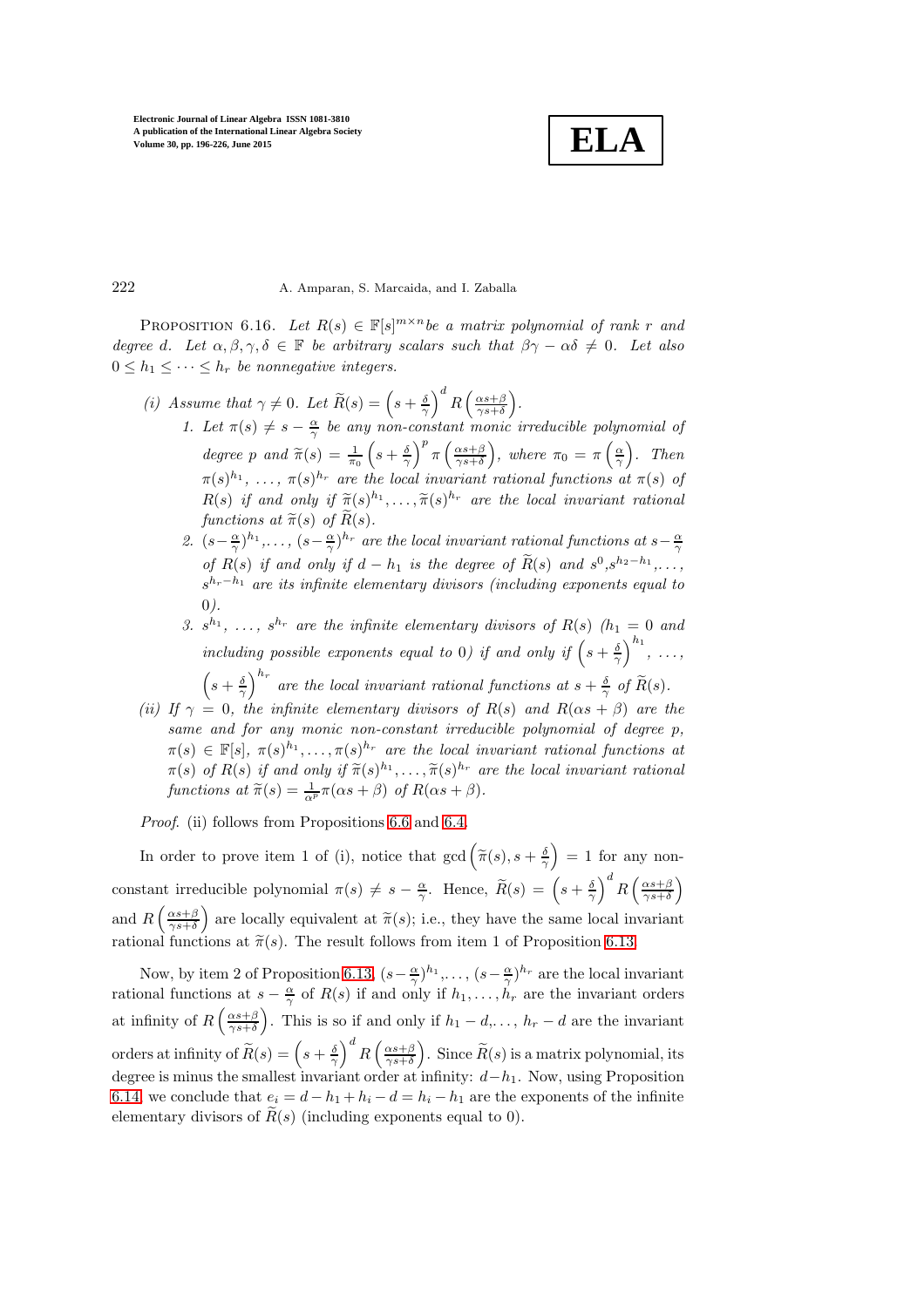PROPOSITION 6.16. *Let $R(s) \in \mathbb{F}[s]^{m\times n}$ be a matrix polynomial of rank $r$ and degree $d$. Let $\alpha, \beta, \gamma, \delta \in \mathbb{F}$ be arbitrary scalars such that $\beta\gamma - \alpha\delta \neq 0$. Let also $0 \leq h_1 \leq \cdots \leq h_r$ be nonnegative integers.*

*(i) Assume that $\gamma \neq 0$. Let $\widetilde{R}(s) = \left(s + \frac{\delta}{\gamma}\right)^d R\left(\frac{\alpha s+\beta}{\gamma s+\delta}\right)$.*

*1. Let $\pi(s) \neq s - \frac{\alpha}{\gamma}$ be any non-constant monic irreducible polynomial of degree $p$ and $\widetilde{\pi}(s) = \frac{1}{\pi_0}\left(s + \frac{\delta}{\gamma}\right)^p \pi\left(\frac{\alpha s+\beta}{\gamma s+\delta}\right)$, where $\pi_0 = \pi\left(\frac{\alpha}{\gamma}\right)$. Then $\pi(s)^{h_1}, \ldots, \pi(s)^{h_r}$ are the local invariant rational functions at $\pi(s)$ of $R(s)$ if and only if $\widetilde{\pi}(s)^{h_1}, \ldots, \widetilde{\pi}(s)^{h_r}$ are the local invariant rational functions at $\widetilde{\pi}(s)$ of $\widetilde{R}(s)$.*

*2. $(s-\frac{\alpha}{\gamma})^{h_1}, \ldots, (s-\frac{\alpha}{\gamma})^{h_r}$ are the local invariant rational functions at $s-\frac{\alpha}{\gamma}$ of $R(s)$ if and only if $d - h_1$ is the degree of $\widetilde{R}(s)$ and $s^0, s^{h_2-h_1}, \ldots, s^{h_r-h_1}$ are its infinite elementary divisors (including exponents equal to 0).*

*3. $s^{h_1}, \ldots, s^{h_r}$ are the infinite elementary divisors of $R(s)$ ($h_1 = 0$ and including possible exponents equal to 0) if and only if $\left(s + \frac{\delta}{\gamma}\right)^{h_1}, \ldots, \left(s + \frac{\delta}{\gamma}\right)^{h_r}$ are the local invariant rational functions at $s + \frac{\delta}{\gamma}$ of $\widetilde{R}(s)$.*

*(ii) If $\gamma = 0$, the infinite elementary divisors of $R(s)$ and $R(\alpha s + \beta)$ are the same and for any monic non-constant irreducible polynomial of degree $p$, $\pi(s) \in \mathbb{F}[s]$, $\pi(s)^{h_1}, \ldots, \pi(s)^{h_r}$ are the local invariant rational functions at $\pi(s)$ of $R(s)$ if and only if $\widetilde{\pi}(s)^{h_1}, \ldots, \widetilde{\pi}(s)^{h_r}$ are the local invariant rational functions at $\widetilde{\pi}(s) = \frac{1}{\alpha^p}\pi(\alpha s + \beta)$ of $R(\alpha s + \beta)$.*

*Proof.* (ii) follows from Propositions 6.6 and 6.4.

In order to prove item 1 of (i), notice that $\gcd\left(\widetilde{\pi}(s), s + \frac{\delta}{\gamma}\right) = 1$ for any non-constant irreducible polynomial $\pi(s) \neq s - \frac{\alpha}{\gamma}$. Hence, $\widetilde{R}(s) = \left(s + \frac{\delta}{\gamma}\right)^d R\left(\frac{\alpha s+\beta}{\gamma s+\delta}\right)$ and $R\left(\frac{\alpha s+\beta}{\gamma s+\delta}\right)$ are locally equivalent at $\widetilde{\pi}(s)$; i.e., they have the same local invariant rational functions at $\widetilde{\pi}(s)$. The result follows from item 1 of Proposition 6.13.

Now, by item 2 of Proposition 6.13, $(s-\frac{\alpha}{\gamma})^{h_1}, \ldots, (s-\frac{\alpha}{\gamma})^{h_r}$ are the local invariant rational functions at $s - \frac{\alpha}{\gamma}$ of $R(s)$ if and only if $h_1, \ldots, h_r$ are the invariant orders at infinity of $R\left(\frac{\alpha s+\beta}{\gamma s+\delta}\right)$. This is so if and only if $h_1 - d, \ldots, h_r - d$ are the invariant orders at infinity of $\widetilde{R}(s) = \left(s + \frac{\delta}{\gamma}\right)^d R\left(\frac{\alpha s+\beta}{\gamma s+\delta}\right)$. Since $\widetilde{R}(s)$ is a matrix polynomial, its degree is minus the smallest invariant order at infinity: $d - h_1$. Now, using Proposition 6.14 we conclude that $e_i = d - h_1 + h_i - d = h_i - h_1$ are the exponents of the infinite elementary divisors of $\widetilde{R}(s)$ (including exponents equal to 0).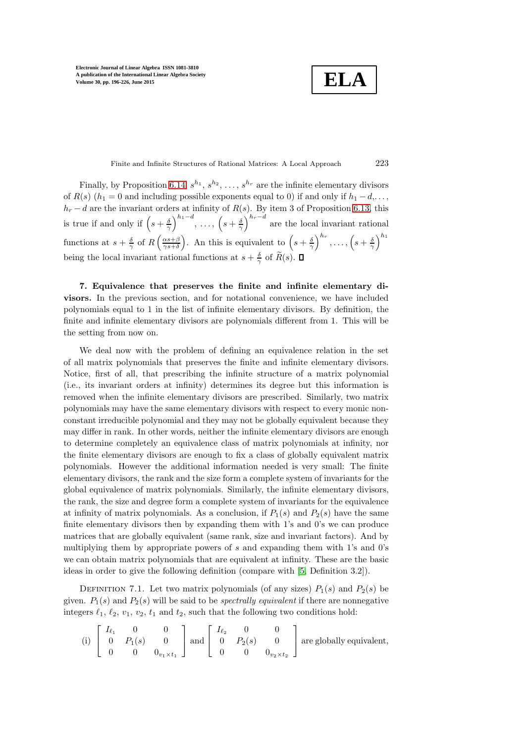Finally, by Proposition 6.14, $s^{h_1}$, $s^{h_2}$, ..., $s^{h_r}$ are the infinite elementary divisors of $R(s)$ ($h_1 = 0$ and including possible exponents equal to 0) if and only if $h_1 - d, \ldots, h_r - d$ are the invariant orders at infinity of $R(s)$. By item 3 of Proposition 6.13, this is true if and only if $\left(s+\frac{\delta}{\gamma}\right)^{h_1-d}$, ..., $\left(s+\frac{\delta}{\gamma}\right)^{h_r-d}$ are the local invariant rational functions at $s+\frac{\delta}{\gamma}$ of $R\left(\frac{\alpha s+\beta}{\gamma s+\delta}\right)$. An this is equivalent to $\left(s+\frac{\delta}{\gamma}\right)^{h_r}, \ldots, \left(s+\frac{\delta}{\gamma}\right)^{h_1}$ being the local invariant rational functions at $s+\frac{\delta}{\gamma}$ of $\widetilde{R}(s)$. ∎

**7. Equivalence that preserves the finite and infinite elementary divisors.** In the previous section, and for notational convenience, we have included polynomials equal to 1 in the list of infinite elementary divisors. By definition, the finite and infinite elementary divisors are polynomials different from 1. This will be the setting from now on.

We deal now with the problem of defining an equivalence relation in the set of all matrix polynomials that preserves the finite and infinite elementary divisors. Notice, first of all, that prescribing the infinite structure of a matrix polynomial (i.e., its invariant orders at infinity) determines its degree but this information is removed when the infinite elementary divisors are prescribed. Similarly, two matrix polynomials may have the same elementary divisors with respect to every monic nonconstant irreducible polynomial and they may not be globally equivalent because they may differ in rank. In other words, neither the infinite elementary divisors are enough to determine completely an equivalence class of matrix polynomials at infinity, nor the finite elementary divisors are enough to fix a class of globally equivalent matrix polynomials. However the additional information needed is very small: The finite elementary divisors, the rank and the size form a complete system of invariants for the global equivalence of matrix polynomials. Similarly, the infinite elementary divisors, the rank, the size and degree form a complete system of invariants for the equivalence at infinity of matrix polynomials. As a conclusion, if $P_1(s)$ and $P_2(s)$ have the same finite elementary divisors then by expanding them with 1's and 0's we can produce matrices that are globally equivalent (same rank, size and invariant factors). And by multiplying them by appropriate powers of $s$ and expanding them with 1's and 0's we can obtain matrix polynomials that are equivalent at infinity. These are the basic ideas in order to give the following definition (compare with [5, Definition 3.2]).

Definition 7.1. Let two matrix polynomials (of any sizes) $P_1(s)$ and $P_2(s)$ be given. $P_1(s)$ and $P_2(s)$ will be said to be *spectrally equivalent* if there are nonnegative integers $\ell_1$, $\ell_2$, $v_1$, $v_2$, $t_1$ and $t_2$, such that the following two conditions hold:

(i) $\begin{bmatrix} I_{\ell_1} & 0 & 0 \\ 0 & P_1(s) & 0 \\ 0 & 0 & 0_{v_1\times t_1} \end{bmatrix}$ and $\begin{bmatrix} I_{\ell_2} & 0 & 0 \\ 0 & P_2(s) & 0 \\ 0 & 0 & 0_{v_2\times t_2} \end{bmatrix}$ are globally equivalent,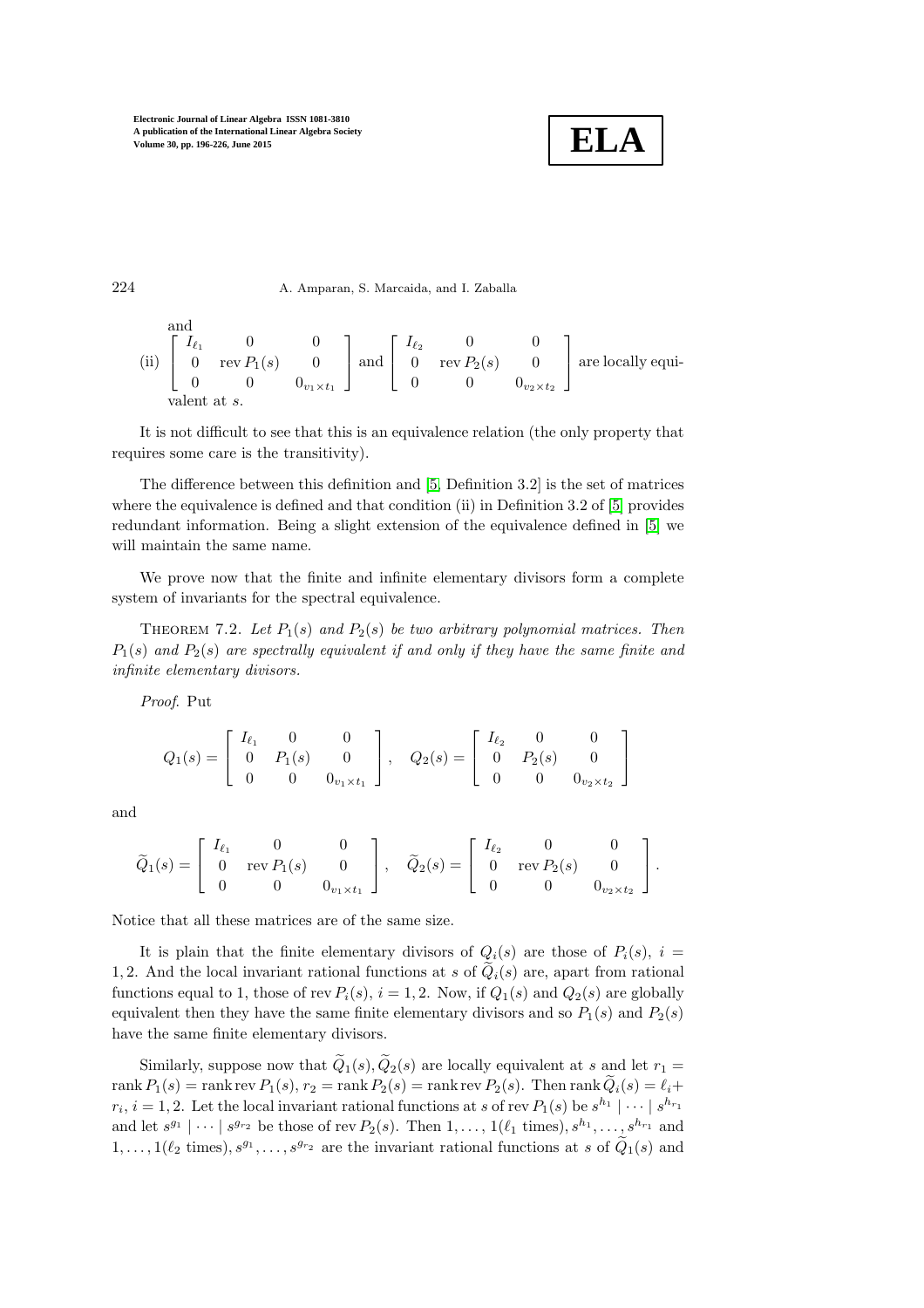and

(ii) $\begin{bmatrix} I_{\ell_1} & 0 & 0 \\ 0 & \operatorname{rev} P_1(s) & 0 \\ 0 & 0 & 0_{v_1\times t_1} \end{bmatrix}$ and $\begin{bmatrix} I_{\ell_2} & 0 & 0 \\ 0 & \operatorname{rev} P_2(s) & 0 \\ 0 & 0 & 0_{v_2\times t_2} \end{bmatrix}$ are locally equivalent at $s$.

It is not difficult to see that this is an equivalence relation (the only property that requires some care is the transitivity).

The difference between this definition and [5, Definition 3.2] is the set of matrices where the equivalence is defined and that condition (ii) in Definition 3.2 of [5] provides redundant information. Being a slight extension of the equivalence defined in [5] we will maintain the same name.

We prove now that the finite and infinite elementary divisors form a complete system of invariants for the spectral equivalence.

Theorem 7.2. *Let $P_1(s)$ and $P_2(s)$ be two arbitrary polynomial matrices. Then $P_1(s)$ and $P_2(s)$ are spectrally equivalent if and only if they have the same finite and infinite elementary divisors.*

*Proof.* Put

$$Q_1(s) = \begin{bmatrix} I_{\ell_1} & 0 & 0 \\ 0 & P_1(s) & 0 \\ 0 & 0 & 0_{v_1\times t_1} \end{bmatrix}, \quad Q_2(s) = \begin{bmatrix} I_{\ell_2} & 0 & 0 \\ 0 & P_2(s) & 0 \\ 0 & 0 & 0_{v_2\times t_2} \end{bmatrix}$$

and

$$\widetilde{Q}_1(s) = \begin{bmatrix} I_{\ell_1} & 0 & 0 \\ 0 & \operatorname{rev} P_1(s) & 0 \\ 0 & 0 & 0_{v_1\times t_1} \end{bmatrix}, \quad \widetilde{Q}_2(s) = \begin{bmatrix} I_{\ell_2} & 0 & 0 \\ 0 & \operatorname{rev} P_2(s) & 0 \\ 0 & 0 & 0_{v_2\times t_2} \end{bmatrix}.$$

Notice that all these matrices are of the same size.

It is plain that the finite elementary divisors of $Q_i(s)$ are those of $P_i(s)$, $i = 1, 2$. And the local invariant rational functions at $s$ of $\widetilde{Q}_i(s)$ are, apart from rational functions equal to 1, those of $\operatorname{rev} P_i(s)$, $i = 1, 2$. Now, if $Q_1(s)$ and $Q_2(s)$ are globally equivalent then they have the same finite elementary divisors and so $P_1(s)$ and $P_2(s)$ have the same finite elementary divisors.

Similarly, suppose now that $\widetilde{Q}_1(s), \widetilde{Q}_2(s)$ are locally equivalent at $s$ and let $r_1 = \operatorname{rank} P_1(s) = \operatorname{rank} \operatorname{rev} P_1(s)$, $r_2 = \operatorname{rank} P_2(s) = \operatorname{rank} \operatorname{rev} P_2(s)$. Then $\operatorname{rank} \widetilde{Q}_i(s) = \ell_i + r_i$, $i = 1, 2$. Let the local invariant rational functions at $s$ of $\operatorname{rev} P_1(s)$ be $s^{h_1} \mid \cdots \mid s^{h_{r_1}}$ and let $s^{g_1} \mid \cdots \mid s^{g_{r_2}}$ be those of $\operatorname{rev} P_2(s)$. Then $1, \ldots, 1 (\ell_1 \text{ times}), s^{h_1}, \ldots, s^{h_{r_1}}$ and $1, \ldots, 1 (\ell_2 \text{ times}), s^{g_1}, \ldots, s^{g_{r_2}}$ are the invariant rational functions at $s$ of $\widetilde{Q}_1(s)$ and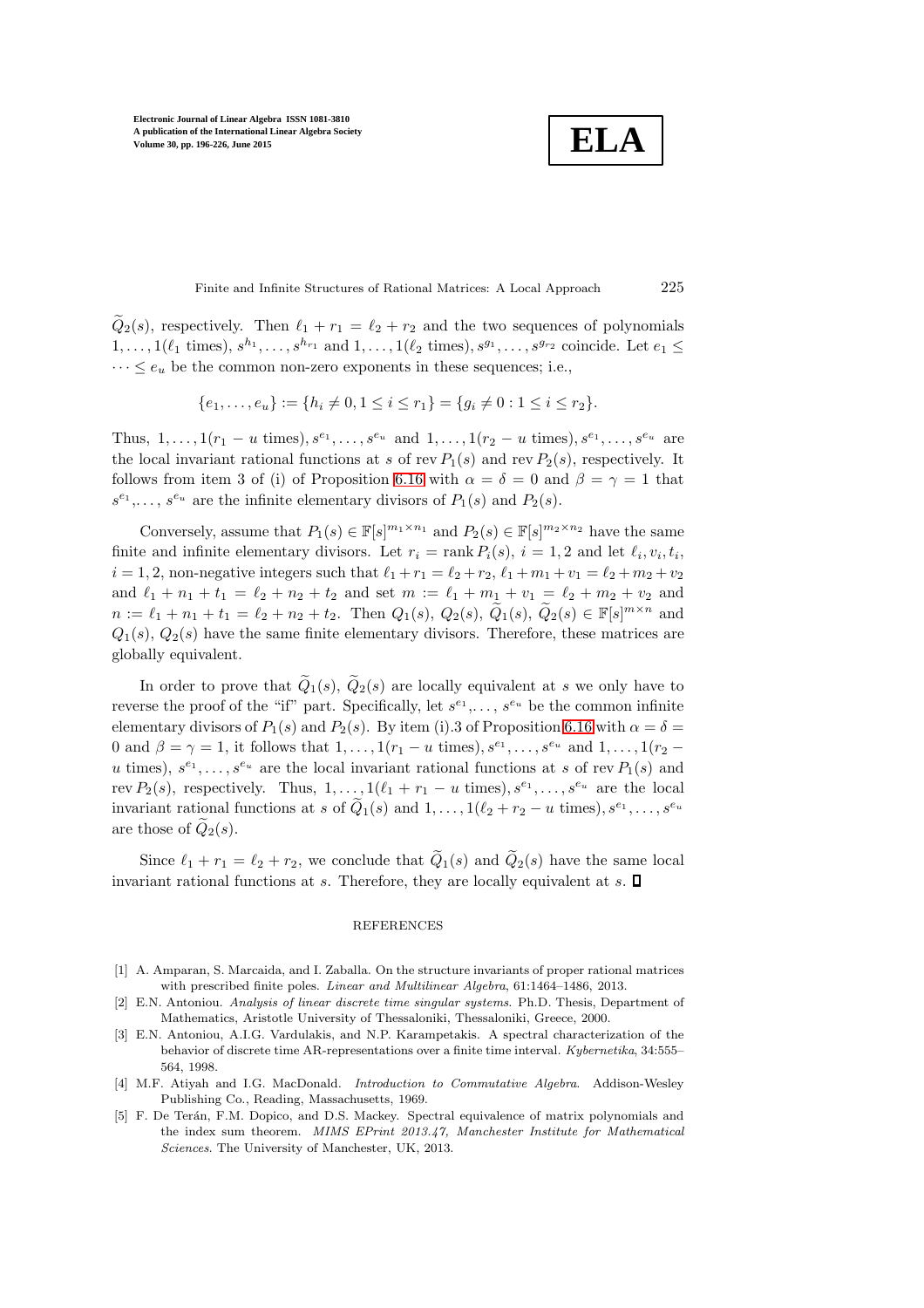$\widetilde{Q}_2(s)$, respectively. Then $\ell_1 + r_1 = \ell_2 + r_2$ and the two sequences of polynomials $1, \dots, 1(\ell_1 \text{ times}), s^{h_1}, \dots, s^{h_{r_1}}$ and $1, \dots, 1(\ell_2 \text{ times}), s^{g_1}, \dots, s^{g_{r_2}}$ coincide. Let $e_1 \leq \cdots \leq e_u$ be the common non-zero exponents in these sequences; i.e.,

$$\{e_1, \dots, e_u\} := \{h_i \neq 0, 1 \leq i \leq r_1\} = \{g_i \neq 0 : 1 \leq i \leq r_2\}.$$

Thus, $1, \dots, 1(r_1 - u \text{ times}), s^{e_1}, \dots, s^{e_u}$ and $1, \dots, 1(r_2 - u \text{ times}), s^{e_1}, \dots, s^{e_u}$ are the local invariant rational functions at $s$ of $\operatorname{rev} P_1(s)$ and $\operatorname{rev} P_2(s)$, respectively. It follows from item 3 of (i) of Proposition 6.16 with $\alpha = \delta = 0$ and $\beta = \gamma = 1$ that $s^{e_1}, \dots, s^{e_u}$ are the infinite elementary divisors of $P_1(s)$ and $P_2(s)$.

Conversely, assume that $P_1(s) \in \mathbb{F}[s]^{m_1 \times n_1}$ and $P_2(s) \in \mathbb{F}[s]^{m_2 \times n_2}$ have the same finite and infinite elementary divisors. Let $r_i = \operatorname{rank} P_i(s)$, $i = 1, 2$ and let $\ell_i, v_i, t_i$, $i = 1, 2$, non-negative integers such that $\ell_1 + r_1 = \ell_2 + r_2$, $\ell_1 + m_1 + v_1 = \ell_2 + m_2 + v_2$ and $\ell_1 + n_1 + t_1 = \ell_2 + n_2 + t_2$ and set $m := \ell_1 + m_1 + v_1 = \ell_2 + m_2 + v_2$ and $n := \ell_1 + n_1 + t_1 = \ell_2 + n_2 + t_2$. Then $Q_1(s)$, $Q_2(s)$, $\widetilde{Q}_1(s)$, $\widetilde{Q}_2(s) \in \mathbb{F}[s]^{m \times n}$ and $Q_1(s)$, $Q_2(s)$ have the same finite elementary divisors. Therefore, these matrices are globally equivalent.

In order to prove that $\widetilde{Q}_1(s)$, $\widetilde{Q}_2(s)$ are locally equivalent at $s$ we only have to reverse the proof of the "if" part. Specifically, let $s^{e_1}, \dots, s^{e_u}$ be the common infinite elementary divisors of $P_1(s)$ and $P_2(s)$. By item (i).3 of Proposition 6.16 with $\alpha = \delta = 0$ and $\beta = \gamma = 1$, it follows that $1, \dots, 1(r_1 - u \text{ times}), s^{e_1}, \dots, s^{e_u}$ and $1, \dots, 1(r_2 - u \text{ times}), s^{e_1}, \dots, s^{e_u}$ are the local invariant rational functions at $s$ of $\operatorname{rev} P_1(s)$ and $\operatorname{rev} P_2(s)$, respectively. Thus, $1, \dots, 1(\ell_1 + r_1 - u \text{ times}), s^{e_1}, \dots, s^{e_u}$ are the local invariant rational functions at $s$ of $\widetilde{Q}_1(s)$ and $1, \dots, 1(\ell_2 + r_2 - u \text{ times}), s^{e_1}, \dots, s^{e_u}$ are those of $\widetilde{Q}_2(s)$.

Since $\ell_1 + r_1 = \ell_2 + r_2$, we conclude that $\widetilde{Q}_1(s)$ and $\widetilde{Q}_2(s)$ have the same local invariant rational functions at $s$. Therefore, they are locally equivalent at $s$. ∎

## REFERENCES

[1] A. Amparan, S. Marcaida, and I. Zaballa. On the structure invariants of proper rational matrices with prescribed finite poles. *Linear and Multilinear Algebra*, 61:1464–1486, 2013.

[2] E.N. Antoniou. *Analysis of linear discrete time singular systems*. Ph.D. Thesis, Department of Mathematics, Aristotle University of Thessaloniki, Thessaloniki, Greece, 2000.

[3] E.N. Antoniou, A.I.G. Vardulakis, and N.P. Karampetakis. A spectral characterization of the behavior of discrete time AR-representations over a finite time interval. *Kybernetika*, 34:555–564, 1998.

[4] M.F. Atiyah and I.G. MacDonald. *Introduction to Commutative Algebra*. Addison-Wesley Publishing Co., Reading, Massachusetts, 1969.

[5] F. De Terán, F.M. Dopico, and D.S. Mackey. Spectral equivalence of matrix polynomials and the index sum theorem. *MIMS EPrint 2013.47, Manchester Institute for Mathematical Sciences*. The University of Manchester, UK, 2013.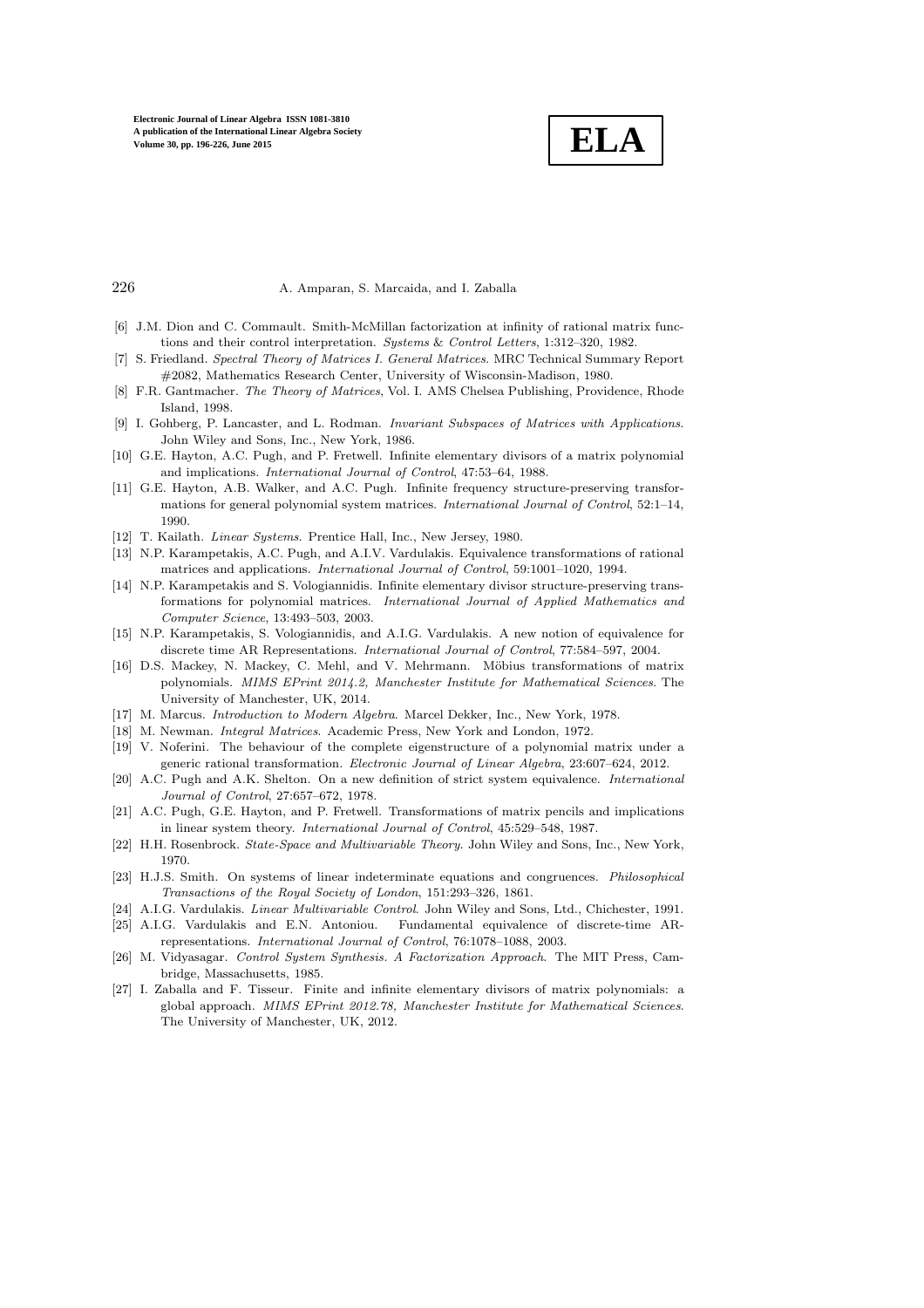[6] J.M. Dion and C. Commault. Smith-McMillan factorization at infinity of rational matrix functions and their control interpretation. *Systems & Control Letters*, 1:312–320, 1982.

[7] S. Friedland. *Spectral Theory of Matrices I. General Matrices*. MRC Technical Summary Report #2082, Mathematics Research Center, University of Wisconsin-Madison, 1980.

[8] F.R. Gantmacher. *The Theory of Matrices*, Vol. I. AMS Chelsea Publishing, Providence, Rhode Island, 1998.

[9] I. Gohberg, P. Lancaster, and L. Rodman. *Invariant Subspaces of Matrices with Applications*. John Wiley and Sons, Inc., New York, 1986.

[10] G.E. Hayton, A.C. Pugh, and P. Fretwell. Infinite elementary divisors of a matrix polynomial and implications. *International Journal of Control*, 47:53–64, 1988.

[11] G.E. Hayton, A.B. Walker, and A.C. Pugh. Infinite frequency structure-preserving transformations for general polynomial system matrices. *International Journal of Control*, 52:1–14, 1990.

[12] T. Kailath. *Linear Systems*. Prentice Hall, Inc., New Jersey, 1980.

[13] N.P. Karampetakis, A.C. Pugh, and A.I.V. Vardulakis. Equivalence transformations of rational matrices and applications. *International Journal of Control*, 59:1001–1020, 1994.

[14] N.P. Karampetakis and S. Vologiannidis. Infinite elementary divisor structure-preserving transformations for polynomial matrices. *International Journal of Applied Mathematics and Computer Science*, 13:493–503, 2003.

[15] N.P. Karampetakis, S. Vologiannidis, and A.I.G. Vardulakis. A new notion of equivalence for discrete time AR Representations. *International Journal of Control*, 77:584–597, 2004.

[16] D.S. Mackey, N. Mackey, C. Mehl, and V. Mehrmann. Möbius transformations of matrix polynomials. *MIMS EPrint 2014.2, Manchester Institute for Mathematical Sciences*. The University of Manchester, UK, 2014.

[17] M. Marcus. *Introduction to Modern Algebra*. Marcel Dekker, Inc., New York, 1978.

[18] M. Newman. *Integral Matrices*. Academic Press, New York and London, 1972.

[19] V. Noferini. The behaviour of the complete eigenstructure of a polynomial matrix under a generic rational transformation. *Electronic Journal of Linear Algebra*, 23:607–624, 2012.

[20] A.C. Pugh and A.K. Shelton. On a new definition of strict system equivalence. *International Journal of Control*, 27:657–672, 1978.

[21] A.C. Pugh, G.E. Hayton, and P. Fretwell. Transformations of matrix pencils and implications in linear system theory. *International Journal of Control*, 45:529–548, 1987.

[22] H.H. Rosenbrock. *State-Space and Multivariable Theory*. John Wiley and Sons, Inc., New York, 1970.

[23] H.J.S. Smith. On systems of linear indeterminate equations and congruences. *Philosophical Transactions of the Royal Society of London*, 151:293–326, 1861.

[24] A.I.G. Vardulakis. *Linear Multivariable Control*. John Wiley and Sons, Ltd., Chichester, 1991.

[25] A.I.G. Vardulakis and E.N. Antoniou. Fundamental equivalence of discrete-time AR-representations. *International Journal of Control*, 76:1078–1088, 2003.

[26] M. Vidyasagar. *Control System Synthesis. A Factorization Approach*. The MIT Press, Cambridge, Massachusetts, 1985.

[27] I. Zaballa and F. Tisseur. Finite and infinite elementary divisors of matrix polynomials: a global approach. *MIMS EPrint 2012.78, Manchester Institute for Mathematical Sciences*. The University of Manchester, UK, 2012.